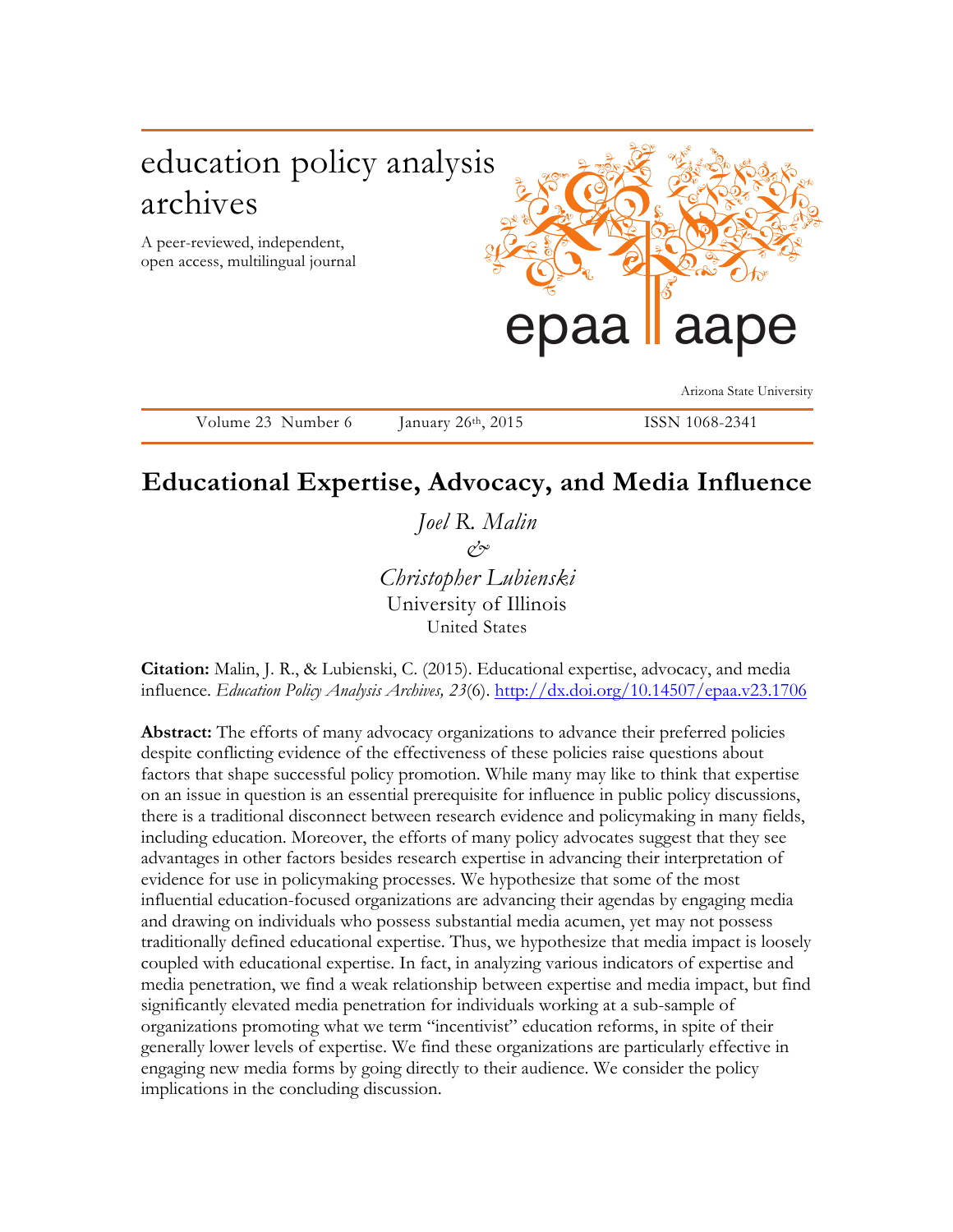education policy analysis archives

A peer-reviewed, independent, open access, multilingual journal

epaa aape

Arizona State University

Volume 23 Number 6 January 26th, 2015 ISSN 1068-2341

# Educational Expertise, Advocacy, and Media Influence

*Joel R. Malin*
*&*
*Christopher Lubienski*
University of Illinois
United States

**Citation:** Malin, J. R., & Lubienski, C. (2015). Educational expertise, advocacy, and media influence. *Education Policy Analysis Archives, 23*(6). http://dx.doi.org/10.14507/epaa.v23.1706

**Abstract:** The efforts of many advocacy organizations to advance their preferred policies despite conflicting evidence of the effectiveness of these policies raise questions about factors that shape successful policy promotion. While many may like to think that expertise on an issue in question is an essential prerequisite for influence in public policy discussions, there is a traditional disconnect between research evidence and policymaking in many fields, including education. Moreover, the efforts of many policy advocates suggest that they see advantages in other factors besides research expertise in advancing their interpretation of evidence for use in policymaking processes. We hypothesize that some of the most influential education-focused organizations are advancing their agendas by engaging media and drawing on individuals who possess substantial media acumen, yet may not possess traditionally defined educational expertise. Thus, we hypothesize that media impact is loosely coupled with educational expertise. In fact, in analyzing various indicators of expertise and media penetration, we find a weak relationship between expertise and media impact, but find significantly elevated media penetration for individuals working at a sub-sample of organizations promoting what we term "incentivist" education reforms, in spite of their generally lower levels of expertise. We find these organizations are particularly effective in engaging new media forms by going directly to their audience. We consider the policy implications in the concluding discussion.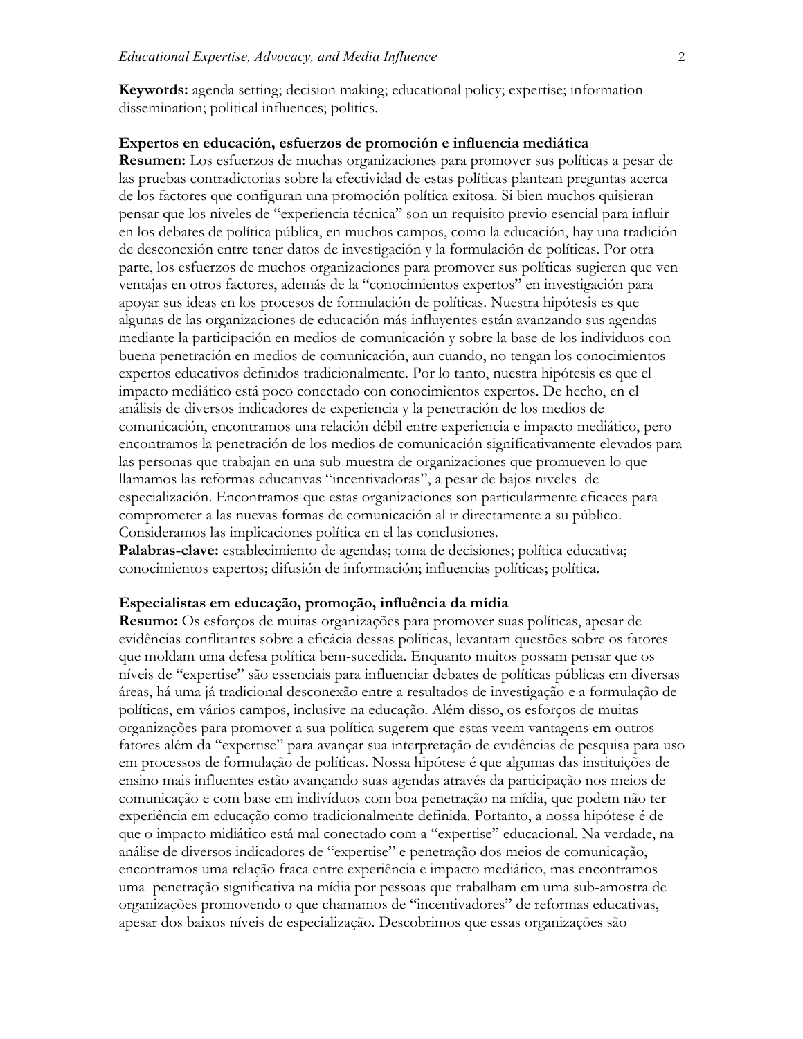**Keywords:** agenda setting; decision making; educational policy; expertise; information dissemination; political influences; politics.

**Expertos en educación, esfuerzos de promoción e influencia mediática**

**Resumen:** Los esfuerzos de muchas organizaciones para promover sus políticas a pesar de las pruebas contradictorias sobre la efectividad de estas políticas plantean preguntas acerca de los factores que configuran una promoción política exitosa. Si bien muchos quisieran pensar que los niveles de "experiencia técnica" son un requisito previo esencial para influir en los debates de política pública, en muchos campos, como la educación, hay una tradición de desconexión entre tener datos de investigación y la formulación de políticas. Por otra parte, los esfuerzos de muchos organizaciones para promover sus políticas sugieren que ven ventajas en otros factores, además de la "conocimientos expertos" en investigación para apoyar sus ideas en los procesos de formulación de políticas. Nuestra hipótesis es que algunas de las organizaciones de educación más influyentes están avanzando sus agendas mediante la participación en medios de comunicación y sobre la base de los individuos con buena penetración en medios de comunicación, aun cuando, no tengan los conocimientos expertos educativos definidos tradicionalmente. Por lo tanto, nuestra hipótesis es que el impacto mediático está poco conectado con conocimientos expertos. De hecho, en el análisis de diversos indicadores de experiencia y la penetración de los medios de comunicación, encontramos una relación débil entre experiencia e impacto mediático, pero encontramos la penetración de los medios de comunicación significativamente elevados para las personas que trabajan en una sub-muestra de organizaciones que promueven lo que llamamos las reformas educativas "incentivadoras", a pesar de bajos niveles de especialización. Encontramos que estas organizaciones son particularmente eficaces para comprometer a las nuevas formas de comunicación al ir directamente a su público. Consideramos las implicaciones política en el las conclusiones.

**Palabras-clave:** establecimiento de agendas; toma de decisiones; política educativa; conocimientos expertos; difusión de información; influencias políticas; política.

**Especialistas em educação, promoção, influência da mídia**

**Resumo:** Os esforços de muitas organizações para promover suas políticas, apesar de evidências conflitantes sobre a eficácia dessas políticas, levantam questões sobre os fatores que moldam uma defesa política bem-sucedida. Enquanto muitos possam pensar que os níveis de "expertise" são essenciais para influenciar debates de políticas públicas em diversas áreas, há uma já tradicional desconexão entre a resultados de investigação e a formulação de políticas, em vários campos, inclusive na educação. Além disso, os esforços de muitas organizações para promover a sua política sugerem que estas veem vantagens em outros fatores além da "expertise" para avançar sua interpretação de evidências de pesquisa para uso em processos de formulação de políticas. Nossa hipótese é que algumas das instituições de ensino mais influentes estão avançando suas agendas através da participação nos meios de comunicação e com base em indivíduos com boa penetração na mídia, que podem não ter experiência em educação como tradicionalmente definida. Portanto, a nossa hipótese é de que o impacto midiático está mal conectado com a "expertise" educacional. Na verdade, na análise de diversos indicadores de "expertise" e penetração dos meios de comunicação, encontramos uma relação fraca entre experiência e impacto mediático, mas encontramos uma penetração significativa na mídia por pessoas que trabalham em uma sub-amostra de organizações promovendo o que chamamos de "incentivadores" de reformas educativas, apesar dos baixos níveis de especialização. Descobrimos que essas organizações são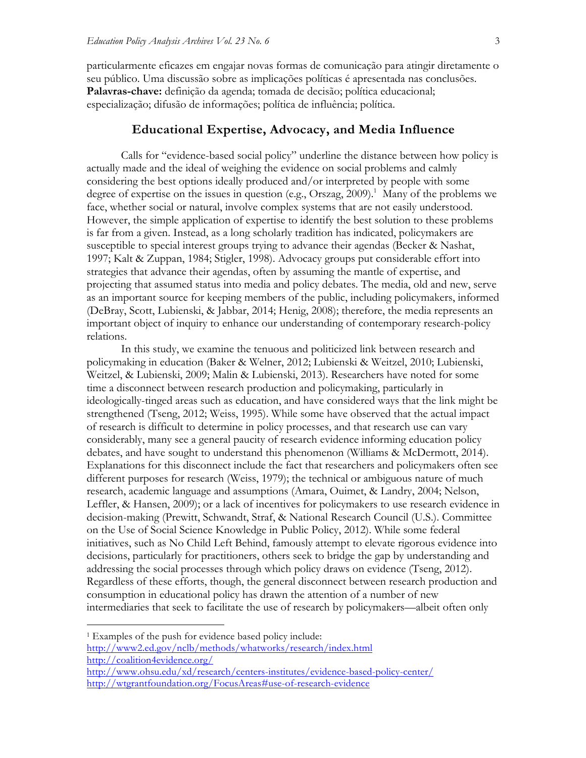particularmente eficazes em engajar novas formas de comunicação para atingir diretamente o seu público. Uma discussão sobre as implicações políticas é apresentada nas conclusões.
**Palavras-chave:** definição da agenda; tomada de decisão; política educacional; especialização; difusão de informações; política de influência; política.

## Educational Expertise, Advocacy, and Media Influence

Calls for "evidence-based social policy" underline the distance between how policy is actually made and the ideal of weighing the evidence on social problems and calmly considering the best options ideally produced and/or interpreted by people with some degree of expertise on the issues in question (e.g., Orszag, 2009).[1] Many of the problems we face, whether social or natural, involve complex systems that are not easily understood. However, the simple application of expertise to identify the best solution to these problems is far from a given. Instead, as a long scholarly tradition has indicated, policymakers are susceptible to special interest groups trying to advance their agendas (Becker & Nashat, 1997; Kalt & Zuppan, 1984; Stigler, 1998). Advocacy groups put considerable effort into strategies that advance their agendas, often by assuming the mantle of expertise, and projecting that assumed status into media and policy debates. The media, old and new, serve as an important source for keeping members of the public, including policymakers, informed (DeBray, Scott, Lubienski, & Jabbar, 2014; Henig, 2008); therefore, the media represents an important object of inquiry to enhance our understanding of contemporary research-policy relations.

In this study, we examine the tenuous and politicized link between research and policymaking in education (Baker & Welner, 2012; Lubienski & Weitzel, 2010; Lubienski, Weitzel, & Lubienski, 2009; Malin & Lubienski, 2013). Researchers have noted for some time a disconnect between research production and policymaking, particularly in ideologically-tinged areas such as education, and have considered ways that the link might be strengthened (Tseng, 2012; Weiss, 1995). While some have observed that the actual impact of research is difficult to determine in policy processes, and that research use can vary considerably, many see a general paucity of research evidence informing education policy debates, and have sought to understand this phenomenon (Williams & McDermott, 2014). Explanations for this disconnect include the fact that researchers and policymakers often see different purposes for research (Weiss, 1979); the technical or ambiguous nature of much research, academic language and assumptions (Amara, Ouimet, & Landry, 2004; Nelson, Leffler, & Hansen, 2009); or a lack of incentives for policymakers to use research evidence in decision-making (Prewitt, Schwandt, Straf, & National Research Council (U.S.). Committee on the Use of Social Science Knowledge in Public Policy, 2012). While some federal initiatives, such as No Child Left Behind, famously attempt to elevate rigorous evidence into decisions, particularly for practitioners, others seek to bridge the gap by understanding and addressing the social processes through which policy draws on evidence (Tseng, 2012). Regardless of these efforts, though, the general disconnect between research production and consumption in educational policy has drawn the attention of a number of new intermediaries that seek to facilitate the use of research by policymakers—albeit often only

---

[1] Examples of the push for evidence based policy include:
http://www2.ed.gov/nclb/methods/whatworks/research/index.html
http://coalition4evidence.org/
http://www.ohsu.edu/xd/research/centers-institutes/evidence-based-policy-center/
http://wtgrantfoundation.org/FocusAreas#use-of-research-evidence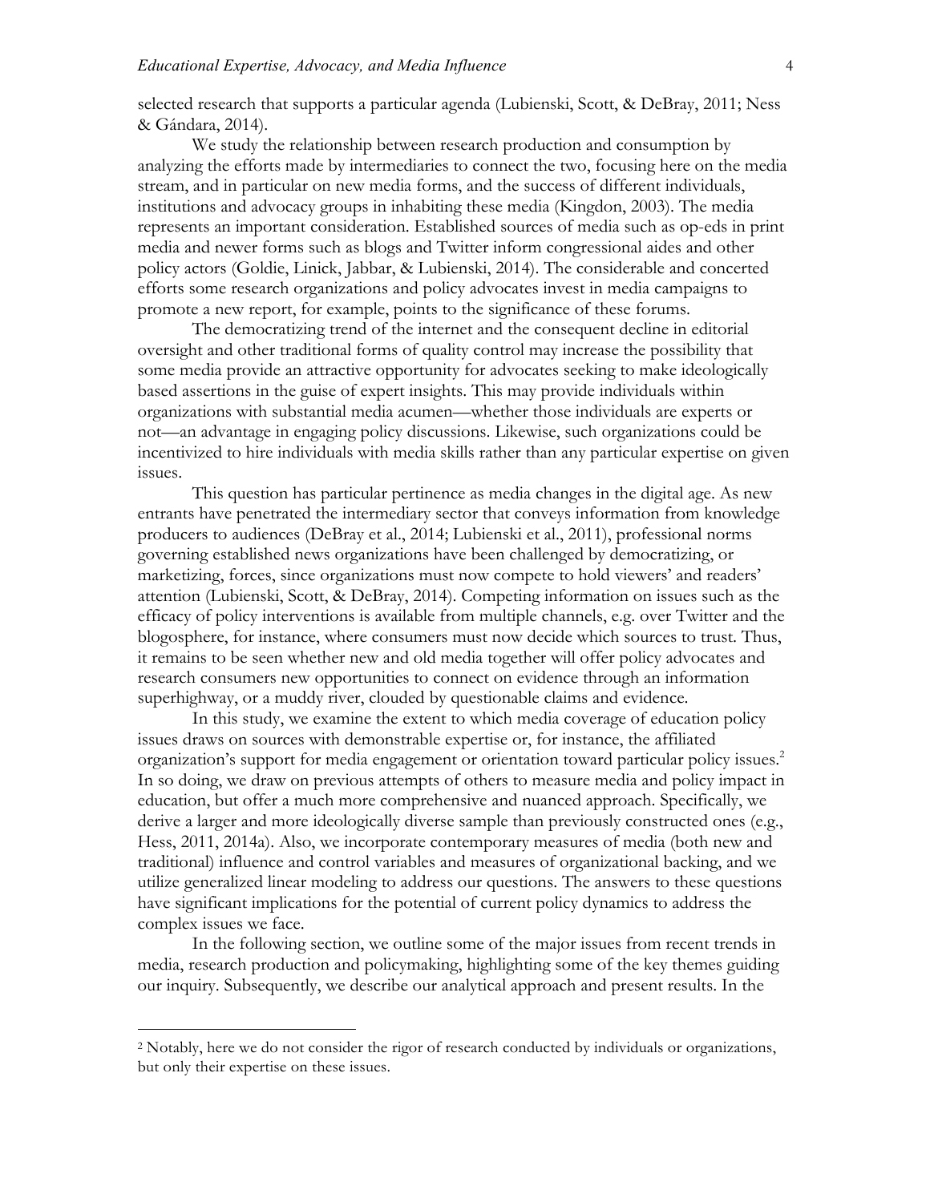selected research that supports a particular agenda (Lubienski, Scott, & DeBray, 2011; Ness & Gándara, 2014).

We study the relationship between research production and consumption by analyzing the efforts made by intermediaries to connect the two, focusing here on the media stream, and in particular on new media forms, and the success of different individuals, institutions and advocacy groups in inhabiting these media (Kingdon, 2003). The media represents an important consideration. Established sources of media such as op-eds in print media and newer forms such as blogs and Twitter inform congressional aides and other policy actors (Goldie, Linick, Jabbar, & Lubienski, 2014). The considerable and concerted efforts some research organizations and policy advocates invest in media campaigns to promote a new report, for example, points to the significance of these forums.

The democratizing trend of the internet and the consequent decline in editorial oversight and other traditional forms of quality control may increase the possibility that some media provide an attractive opportunity for advocates seeking to make ideologically based assertions in the guise of expert insights. This may provide individuals within organizations with substantial media acumen—whether those individuals are experts or not—an advantage in engaging policy discussions. Likewise, such organizations could be incentivized to hire individuals with media skills rather than any particular expertise on given issues.

This question has particular pertinence as media changes in the digital age. As new entrants have penetrated the intermediary sector that conveys information from knowledge producers to audiences (DeBray et al., 2014; Lubienski et al., 2011), professional norms governing established news organizations have been challenged by democratizing, or marketizing, forces, since organizations must now compete to hold viewers' and readers' attention (Lubienski, Scott, & DeBray, 2014). Competing information on issues such as the efficacy of policy interventions is available from multiple channels, e.g. over Twitter and the blogosphere, for instance, where consumers must now decide which sources to trust. Thus, it remains to be seen whether new and old media together will offer policy advocates and research consumers new opportunities to connect on evidence through an information superhighway, or a muddy river, clouded by questionable claims and evidence.

In this study, we examine the extent to which media coverage of education policy issues draws on sources with demonstrable expertise or, for instance, the affiliated organization's support for media engagement or orientation toward particular policy issues.[2] In so doing, we draw on previous attempts of others to measure media and policy impact in education, but offer a much more comprehensive and nuanced approach. Specifically, we derive a larger and more ideologically diverse sample than previously constructed ones (e.g., Hess, 2011, 2014a). Also, we incorporate contemporary measures of media (both new and traditional) influence and control variables and measures of organizational backing, and we utilize generalized linear modeling to address our questions. The answers to these questions have significant implications for the potential of current policy dynamics to address the complex issues we face.

In the following section, we outline some of the major issues from recent trends in media, research production and policymaking, highlighting some of the key themes guiding our inquiry. Subsequently, we describe our analytical approach and present results. In the

---

[2] Notably, here we do not consider the rigor of research conducted by individuals or organizations, but only their expertise on these issues.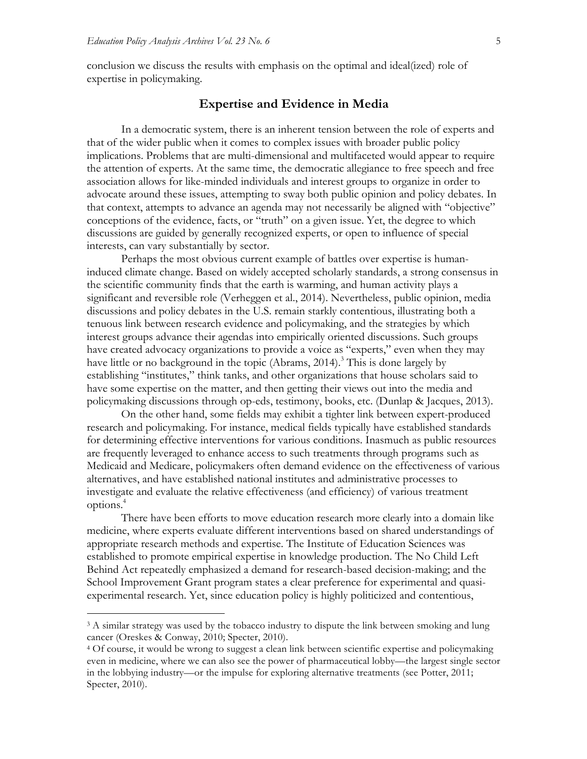conclusion we discuss the results with emphasis on the optimal and ideal(ized) role of expertise in policymaking.

## Expertise and Evidence in Media

In a democratic system, there is an inherent tension between the role of experts and that of the wider public when it comes to complex issues with broader public policy implications. Problems that are multi-dimensional and multifaceted would appear to require the attention of experts. At the same time, the democratic allegiance to free speech and free association allows for like-minded individuals and interest groups to organize in order to advocate around these issues, attempting to sway both public opinion and policy debates. In that context, attempts to advance an agenda may not necessarily be aligned with "objective" conceptions of the evidence, facts, or "truth" on a given issue. Yet, the degree to which discussions are guided by generally recognized experts, or open to influence of special interests, can vary substantially by sector.

Perhaps the most obvious current example of battles over expertise is human-induced climate change. Based on widely accepted scholarly standards, a strong consensus in the scientific community finds that the earth is warming, and human activity plays a significant and reversible role (Verheggen et al., 2014). Nevertheless, public opinion, media discussions and policy debates in the U.S. remain starkly contentious, illustrating both a tenuous link between research evidence and policymaking, and the strategies by which interest groups advance their agendas into empirically oriented discussions. Such groups have created advocacy organizations to provide a voice as "experts," even when they may have little or no background in the topic (Abrams, 2014).[3] This is done largely by establishing "institutes," think tanks, and other organizations that house scholars said to have some expertise on the matter, and then getting their views out into the media and policymaking discussions through op-eds, testimony, books, etc. (Dunlap & Jacques, 2013).

On the other hand, some fields may exhibit a tighter link between expert-produced research and policymaking. For instance, medical fields typically have established standards for determining effective interventions for various conditions. Inasmuch as public resources are frequently leveraged to enhance access to such treatments through programs such as Medicaid and Medicare, policymakers often demand evidence on the effectiveness of various alternatives, and have established national institutes and administrative processes to investigate and evaluate the relative effectiveness (and efficiency) of various treatment options.[4]

There have been efforts to move education research more clearly into a domain like medicine, where experts evaluate different interventions based on shared understandings of appropriate research methods and expertise. The Institute of Education Sciences was established to promote empirical expertise in knowledge production. The No Child Left Behind Act repeatedly emphasized a demand for research-based decision-making; and the School Improvement Grant program states a clear preference for experimental and quasi-experimental research. Yet, since education policy is highly politicized and contentious,

---

[3] A similar strategy was used by the tobacco industry to dispute the link between smoking and lung cancer (Oreskes & Conway, 2010; Specter, 2010).

[4] Of course, it would be wrong to suggest a clean link between scientific expertise and policymaking even in medicine, where we can also see the power of pharmaceutical lobby—the largest single sector in the lobbying industry—or the impulse for exploring alternative treatments (see Potter, 2011; Specter, 2010).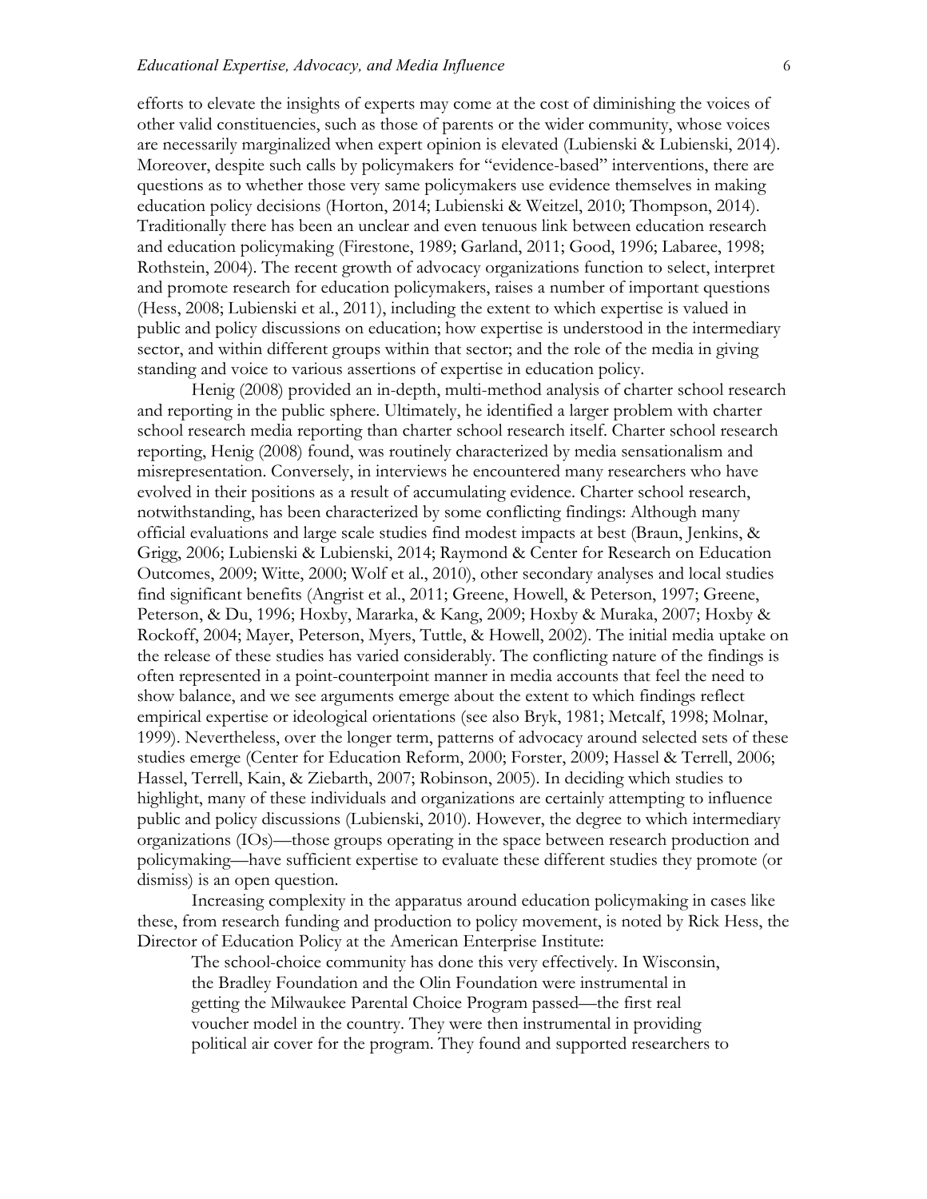efforts to elevate the insights of experts may come at the cost of diminishing the voices of other valid constituencies, such as those of parents or the wider community, whose voices are necessarily marginalized when expert opinion is elevated (Lubienski & Lubienski, 2014). Moreover, despite such calls by policymakers for "evidence-based" interventions, there are questions as to whether those very same policymakers use evidence themselves in making education policy decisions (Horton, 2014; Lubienski & Weitzel, 2010; Thompson, 2014). Traditionally there has been an unclear and even tenuous link between education research and education policymaking (Firestone, 1989; Garland, 2011; Good, 1996; Labaree, 1998; Rothstein, 2004). The recent growth of advocacy organizations function to select, interpret and promote research for education policymakers, raises a number of important questions (Hess, 2008; Lubienski et al., 2011), including the extent to which expertise is valued in public and policy discussions on education; how expertise is understood in the intermediary sector, and within different groups within that sector; and the role of the media in giving standing and voice to various assertions of expertise in education policy.

Henig (2008) provided an in-depth, multi-method analysis of charter school research and reporting in the public sphere. Ultimately, he identified a larger problem with charter school research media reporting than charter school research itself. Charter school research reporting, Henig (2008) found, was routinely characterized by media sensationalism and misrepresentation. Conversely, in interviews he encountered many researchers who have evolved in their positions as a result of accumulating evidence. Charter school research, notwithstanding, has been characterized by some conflicting findings: Although many official evaluations and large scale studies find modest impacts at best (Braun, Jenkins, & Grigg, 2006; Lubienski & Lubienski, 2014; Raymond & Center for Research on Education Outcomes, 2009; Witte, 2000; Wolf et al., 2010), other secondary analyses and local studies find significant benefits (Angrist et al., 2011; Greene, Howell, & Peterson, 1997; Greene, Peterson, & Du, 1996; Hoxby, Mararka, & Kang, 2009; Hoxby & Muraka, 2007; Hoxby & Rockoff, 2004; Mayer, Peterson, Myers, Tuttle, & Howell, 2002). The initial media uptake on the release of these studies has varied considerably. The conflicting nature of the findings is often represented in a point-counterpoint manner in media accounts that feel the need to show balance, and we see arguments emerge about the extent to which findings reflect empirical expertise or ideological orientations (see also Bryk, 1981; Metcalf, 1998; Molnar, 1999). Nevertheless, over the longer term, patterns of advocacy around selected sets of these studies emerge (Center for Education Reform, 2000; Forster, 2009; Hassel & Terrell, 2006; Hassel, Terrell, Kain, & Ziebarth, 2007; Robinson, 2005). In deciding which studies to highlight, many of these individuals and organizations are certainly attempting to influence public and policy discussions (Lubienski, 2010). However, the degree to which intermediary organizations (IOs)—those groups operating in the space between research production and policymaking—have sufficient expertise to evaluate these different studies they promote (or dismiss) is an open question.

Increasing complexity in the apparatus around education policymaking in cases like these, from research funding and production to policy movement, is noted by Rick Hess, the Director of Education Policy at the American Enterprise Institute:

> The school-choice community has done this very effectively. In Wisconsin, the Bradley Foundation and the Olin Foundation were instrumental in getting the Milwaukee Parental Choice Program passed—the first real voucher model in the country. They were then instrumental in providing political air cover for the program. They found and supported researchers to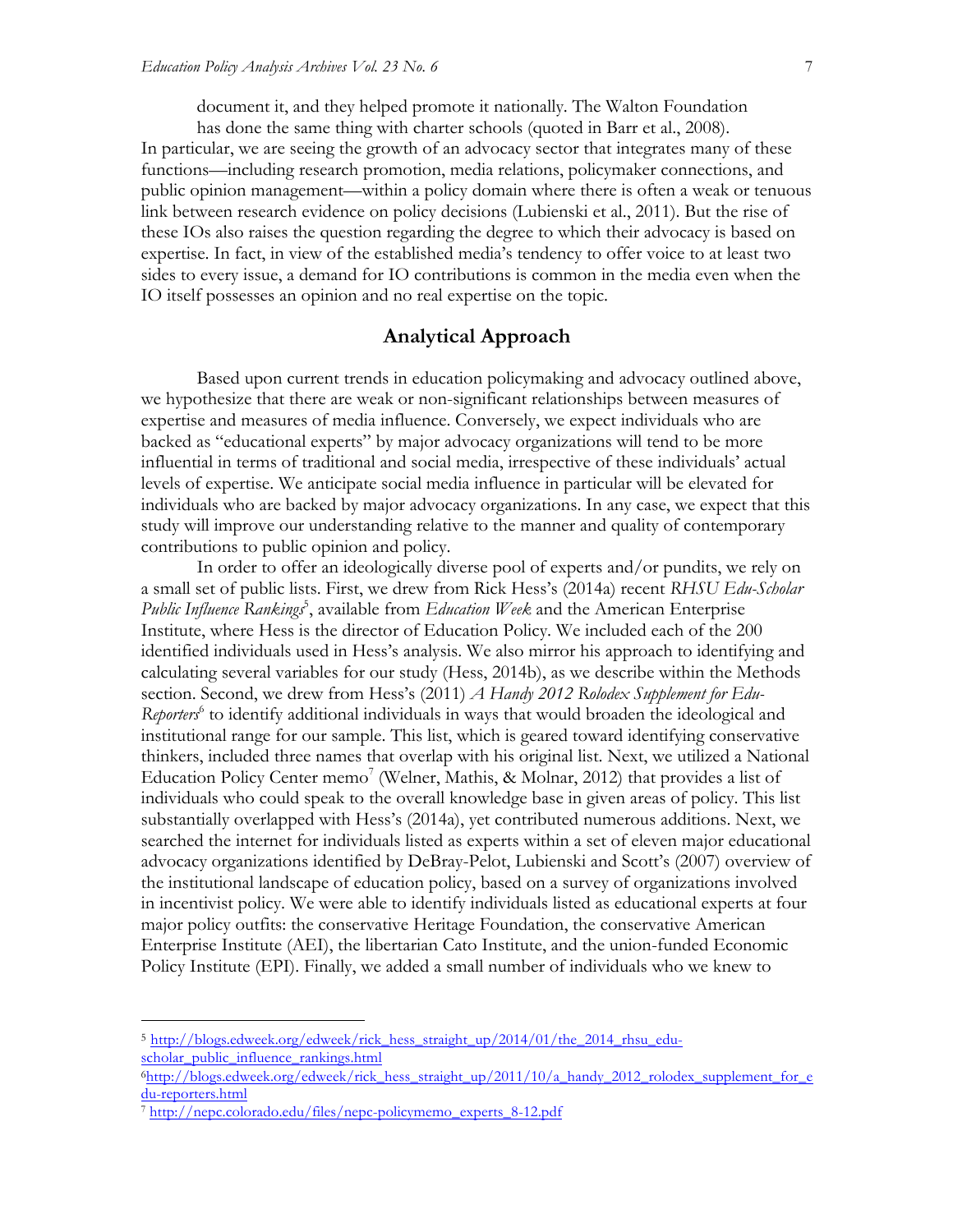document it, and they helped promote it nationally. The Walton Foundation has done the same thing with charter schools (quoted in Barr et al., 2008).

In particular, we are seeing the growth of an advocacy sector that integrates many of these functions—including research promotion, media relations, policymaker connections, and public opinion management—within a policy domain where there is often a weak or tenuous link between research evidence on policy decisions (Lubienski et al., 2011). But the rise of these IOs also raises the question regarding the degree to which their advocacy is based on expertise. In fact, in view of the established media's tendency to offer voice to at least two sides to every issue, a demand for IO contributions is common in the media even when the IO itself possesses an opinion and no real expertise on the topic.

## Analytical Approach

Based upon current trends in education policymaking and advocacy outlined above, we hypothesize that there are weak or non-significant relationships between measures of expertise and measures of media influence. Conversely, we expect individuals who are backed as "educational experts" by major advocacy organizations will tend to be more influential in terms of traditional and social media, irrespective of these individuals' actual levels of expertise. We anticipate social media influence in particular will be elevated for individuals who are backed by major advocacy organizations. In any case, we expect that this study will improve our understanding relative to the manner and quality of contemporary contributions to public opinion and policy.

In order to offer an ideologically diverse pool of experts and/or pundits, we rely on a small set of public lists. First, we drew from Rick Hess's (2014a) recent *RHSU Edu-Scholar Public Influence Rankings*[5], available from *Education Week* and the American Enterprise Institute, where Hess is the director of Education Policy. We included each of the 200 identified individuals used in Hess's analysis. We also mirror his approach to identifying and calculating several variables for our study (Hess, 2014b), as we describe within the Methods section. Second, we drew from Hess's (2011) *A Handy 2012 Rolodex Supplement for Edu-Reporters*[6] to identify additional individuals in ways that would broaden the ideological and institutional range for our sample. This list, which is geared toward identifying conservative thinkers, included three names that overlap with his original list. Next, we utilized a National Education Policy Center memo[7] (Welner, Mathis, & Molnar, 2012) that provides a list of individuals who could speak to the overall knowledge base in given areas of policy. This list substantially overlapped with Hess's (2014a), yet contributed numerous additions. Next, we searched the internet for individuals listed as experts within a set of eleven major educational advocacy organizations identified by DeBray-Pelot, Lubienski and Scott's (2007) overview of the institutional landscape of education policy, based on a survey of organizations involved in incentivist policy. We were able to identify individuals listed as educational experts at four major policy outfits: the conservative Heritage Foundation, the conservative American Enterprise Institute (AEI), the libertarian Cato Institute, and the union-funded Economic Policy Institute (EPI). Finally, we added a small number of individuals who we knew to

---

[5] http://blogs.edweek.org/edweek/rick_hess_straight_up/2014/01/the_2014_rhsu_edu-scholar_public_influence_rankings.html

[6] http://blogs.edweek.org/edweek/rick_hess_straight_up/2011/10/a_handy_2012_rolodex_supplement_for_edu-reporters.html

[7] http://nepc.colorado.edu/files/nepc-policymemo_experts_8-12.pdf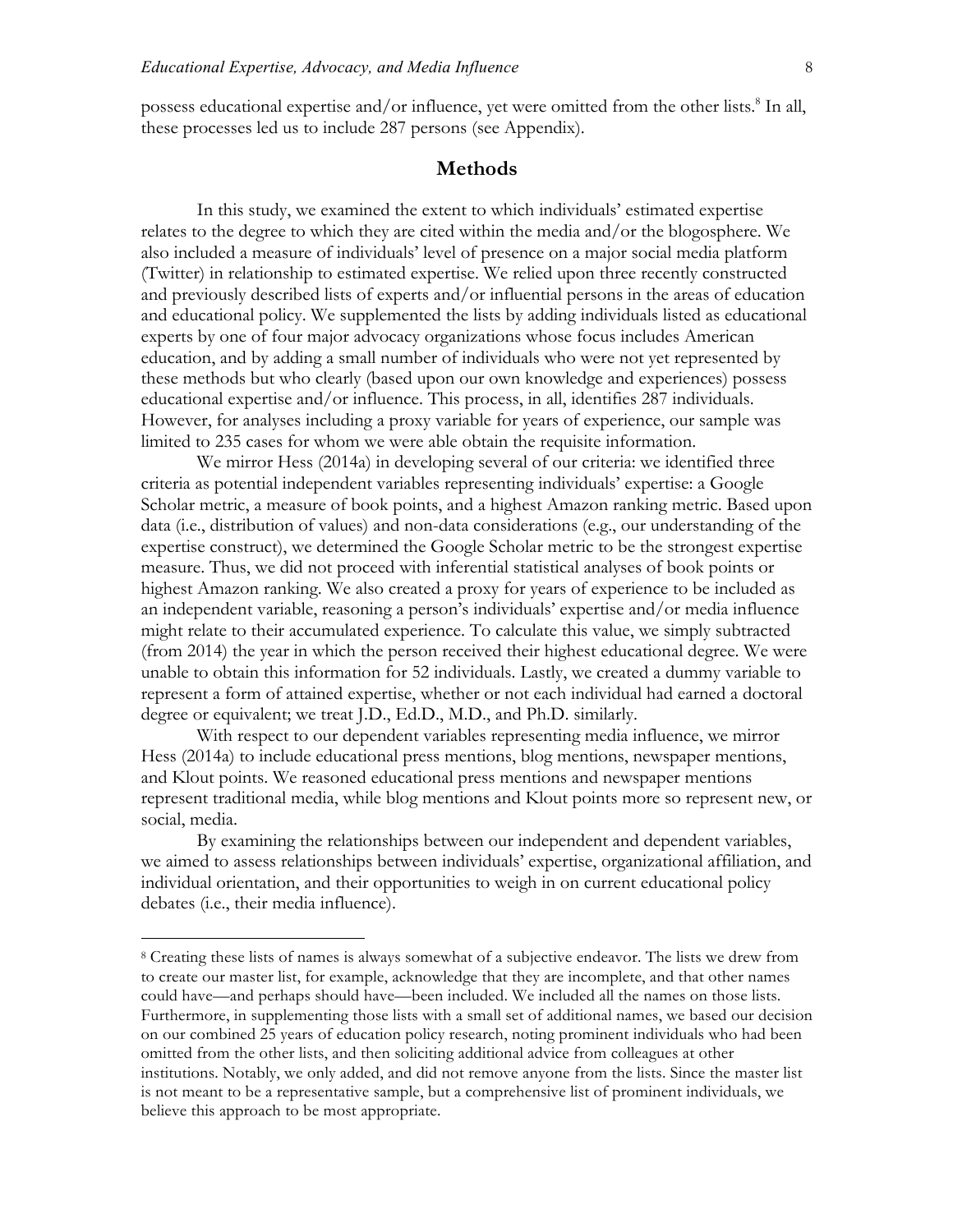possess educational expertise and/or influence, yet were omitted from the other lists.[8] In all, these processes led us to include 287 persons (see Appendix).

## Methods

In this study, we examined the extent to which individuals' estimated expertise relates to the degree to which they are cited within the media and/or the blogosphere. We also included a measure of individuals' level of presence on a major social media platform (Twitter) in relationship to estimated expertise. We relied upon three recently constructed and previously described lists of experts and/or influential persons in the areas of education and educational policy. We supplemented the lists by adding individuals listed as educational experts by one of four major advocacy organizations whose focus includes American education, and by adding a small number of individuals who were not yet represented by these methods but who clearly (based upon our own knowledge and experiences) possess educational expertise and/or influence. This process, in all, identifies 287 individuals. However, for analyses including a proxy variable for years of experience, our sample was limited to 235 cases for whom we were able obtain the requisite information.

We mirror Hess (2014a) in developing several of our criteria: we identified three criteria as potential independent variables representing individuals' expertise: a Google Scholar metric, a measure of book points, and a highest Amazon ranking metric. Based upon data (i.e., distribution of values) and non-data considerations (e.g., our understanding of the expertise construct), we determined the Google Scholar metric to be the strongest expertise measure. Thus, we did not proceed with inferential statistical analyses of book points or highest Amazon ranking. We also created a proxy for years of experience to be included as an independent variable, reasoning a person's individuals' expertise and/or media influence might relate to their accumulated experience. To calculate this value, we simply subtracted (from 2014) the year in which the person received their highest educational degree. We were unable to obtain this information for 52 individuals. Lastly, we created a dummy variable to represent a form of attained expertise, whether or not each individual had earned a doctoral degree or equivalent; we treat J.D., Ed.D., M.D., and Ph.D. similarly.

With respect to our dependent variables representing media influence, we mirror Hess (2014a) to include educational press mentions, blog mentions, newspaper mentions, and Klout points. We reasoned educational press mentions and newspaper mentions represent traditional media, while blog mentions and Klout points more so represent new, or social, media.

By examining the relationships between our independent and dependent variables, we aimed to assess relationships between individuals' expertise, organizational affiliation, and individual orientation, and their opportunities to weigh in on current educational policy debates (i.e., their media influence).

---

[8] Creating these lists of names is always somewhat of a subjective endeavor. The lists we drew from to create our master list, for example, acknowledge that they are incomplete, and that other names could have—and perhaps should have—been included. We included all the names on those lists. Furthermore, in supplementing those lists with a small set of additional names, we based our decision on our combined 25 years of education policy research, noting prominent individuals who had been omitted from the other lists, and then soliciting additional advice from colleagues at other institutions. Notably, we only added, and did not remove anyone from the lists. Since the master list is not meant to be a representative sample, but a comprehensive list of prominent individuals, we believe this approach to be most appropriate.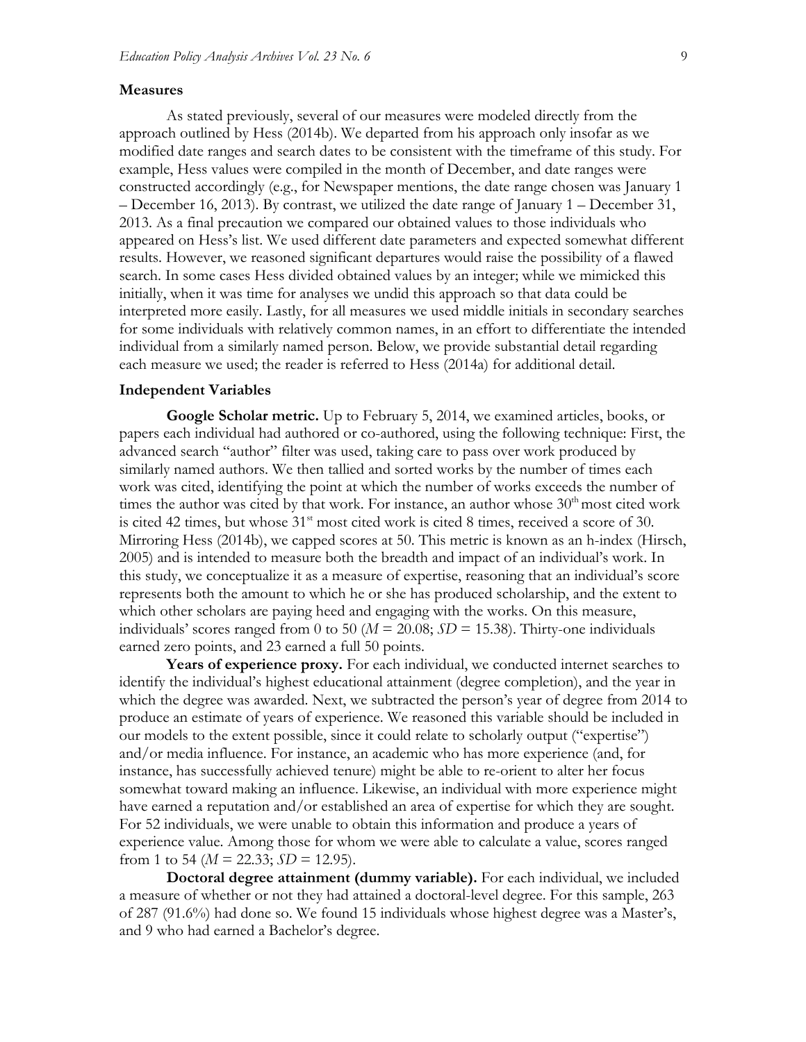### Measures

As stated previously, several of our measures were modeled directly from the approach outlined by Hess (2014b). We departed from his approach only insofar as we modified date ranges and search dates to be consistent with the timeframe of this study. For example, Hess values were compiled in the month of December, and date ranges were constructed accordingly (e.g., for Newspaper mentions, the date range chosen was January 1 – December 16, 2013). By contrast, we utilized the date range of January 1 – December 31, 2013. As a final precaution we compared our obtained values to those individuals who appeared on Hess's list. We used different date parameters and expected somewhat different results. However, we reasoned significant departures would raise the possibility of a flawed search. In some cases Hess divided obtained values by an integer; while we mimicked this initially, when it was time for analyses we undid this approach so that data could be interpreted more easily. Lastly, for all measures we used middle initials in secondary searches for some individuals with relatively common names, in an effort to differentiate the intended individual from a similarly named person. Below, we provide substantial detail regarding each measure we used; the reader is referred to Hess (2014a) for additional detail.

### Independent Variables

**Google Scholar metric.** Up to February 5, 2014, we examined articles, books, or papers each individual had authored or co-authored, using the following technique: First, the advanced search "author" filter was used, taking care to pass over work produced by similarly named authors. We then tallied and sorted works by the number of times each work was cited, identifying the point at which the number of works exceeds the number of times the author was cited by that work. For instance, an author whose 30th most cited work is cited 42 times, but whose 31st most cited work is cited 8 times, received a score of 30. Mirroring Hess (2014b), we capped scores at 50. This metric is known as an h-index (Hirsch, 2005) and is intended to measure both the breadth and impact of an individual's work. In this study, we conceptualize it as a measure of expertise, reasoning that an individual's score represents both the amount to which he or she has produced scholarship, and the extent to which other scholars are paying heed and engaging with the works. On this measure, individuals' scores ranged from 0 to 50 ($M$ = 20.08; $SD$ = 15.38). Thirty-one individuals earned zero points, and 23 earned a full 50 points.

**Years of experience proxy.** For each individual, we conducted internet searches to identify the individual's highest educational attainment (degree completion), and the year in which the degree was awarded. Next, we subtracted the person's year of degree from 2014 to produce an estimate of years of experience. We reasoned this variable should be included in our models to the extent possible, since it could relate to scholarly output ("expertise") and/or media influence. For instance, an academic who has more experience (and, for instance, has successfully achieved tenure) might be able to re-orient to alter her focus somewhat toward making an influence. Likewise, an individual with more experience might have earned a reputation and/or established an area of expertise for which they are sought. For 52 individuals, we were unable to obtain this information and produce a years of experience value. Among those for whom we were able to calculate a value, scores ranged from 1 to 54 ($M$ = 22.33; $SD$ = 12.95).

**Doctoral degree attainment (dummy variable).** For each individual, we included a measure of whether or not they had attained a doctoral-level degree. For this sample, 263 of 287 (91.6%) had done so. We found 15 individuals whose highest degree was a Master's, and 9 who had earned a Bachelor's degree.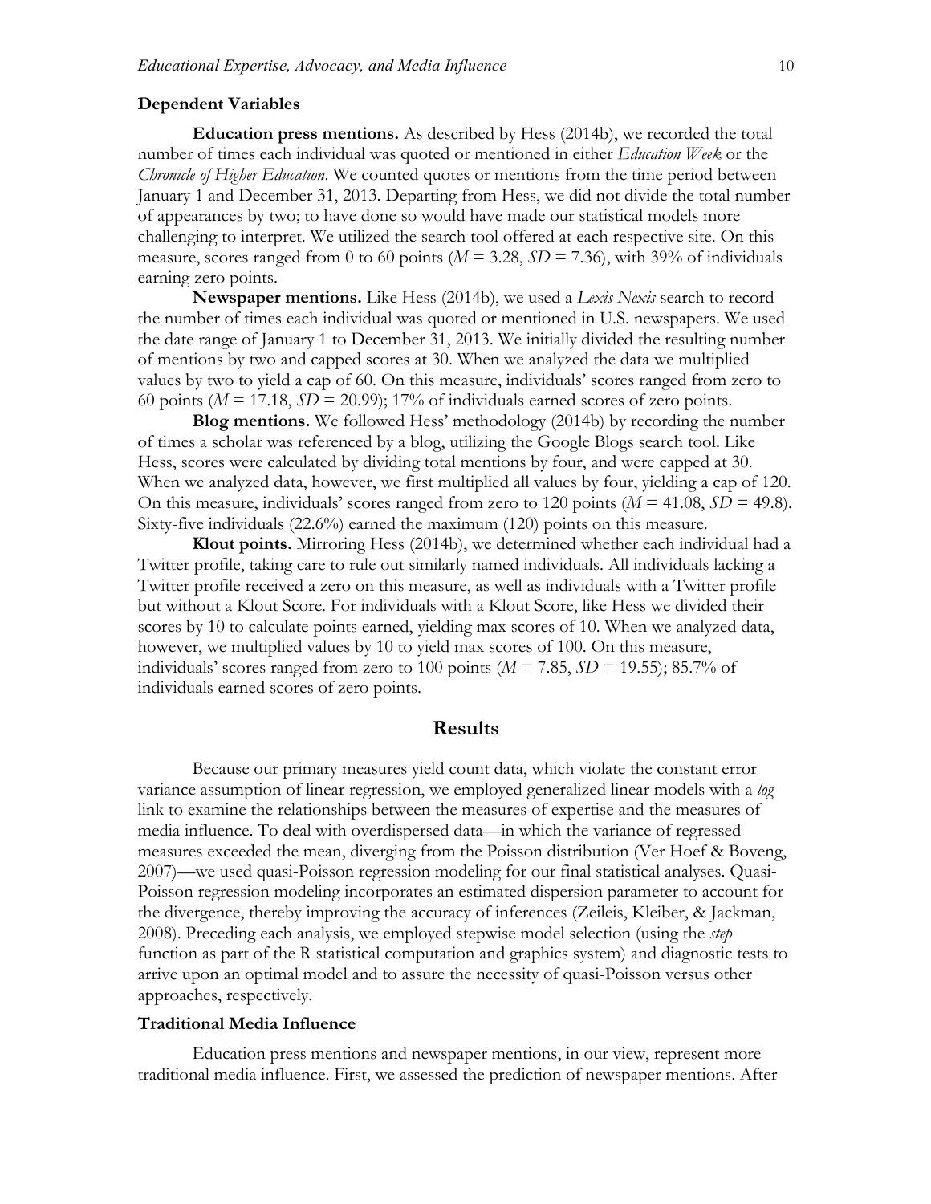### Dependent Variables

**Education press mentions.** As described by Hess (2014b), we recorded the total number of times each individual was quoted or mentioned in either *Education Week* or the *Chronicle of Higher Education*. We counted quotes or mentions from the time period between January 1 and December 31, 2013. Departing from Hess, we did not divide the total number of appearances by two; to have done so would have made our statistical models more challenging to interpret. We utilized the search tool offered at each respective site. On this measure, scores ranged from 0 to 60 points ($M$ = 3.28, $SD$ = 7.36), with 39% of individuals earning zero points.

**Newspaper mentions.** Like Hess (2014b), we used a *Lexis Nexis* search to record the number of times each individual was quoted or mentioned in U.S. newspapers. We used the date range of January 1 to December 31, 2013. We initially divided the resulting number of mentions by two and capped scores at 30. When we analyzed the data we multiplied values by two to yield a cap of 60. On this measure, individuals' scores ranged from zero to 60 points ($M$ = 17.18, $SD$ = 20.99); 17% of individuals earned scores of zero points.

**Blog mentions.** We followed Hess' methodology (2014b) by recording the number of times a scholar was referenced by a blog, utilizing the Google Blogs search tool. Like Hess, scores were calculated by dividing total mentions by four, and were capped at 30. When we analyzed data, however, we first multiplied all values by four, yielding a cap of 120. On this measure, individuals' scores ranged from zero to 120 points ($M$ = 41.08, $SD$ = 49.8). Sixty-five individuals (22.6%) earned the maximum (120) points on this measure.

**Klout points.** Mirroring Hess (2014b), we determined whether each individual had a Twitter profile, taking care to rule out similarly named individuals. All individuals lacking a Twitter profile received a zero on this measure, as well as individuals with a Twitter profile but without a Klout Score. For individuals with a Klout Score, like Hess we divided their scores by 10 to calculate points earned, yielding max scores of 10. When we analyzed data, however, we multiplied values by 10 to yield max scores of 100. On this measure, individuals' scores ranged from zero to 100 points ($M$ = 7.85, $SD$ = 19.55); 85.7% of individuals earned scores of zero points.

## Results

Because our primary measures yield count data, which violate the constant error variance assumption of linear regression, we employed generalized linear models with a *log* link to examine the relationships between the measures of expertise and the measures of media influence. To deal with overdispersed data—in which the variance of regressed measures exceeded the mean, diverging from the Poisson distribution (Ver Hoef & Boveng, 2007)—we used quasi-Poisson regression modeling for our final statistical analyses. Quasi-Poisson regression modeling incorporates an estimated dispersion parameter to account for the divergence, thereby improving the accuracy of inferences (Zeileis, Kleiber, & Jackman, 2008). Preceding each analysis, we employed stepwise model selection (using the *step* function as part of the R statistical computation and graphics system) and diagnostic tests to arrive upon an optimal model and to assure the necessity of quasi-Poisson versus other approaches, respectively.

### Traditional Media Influence

Education press mentions and newspaper mentions, in our view, represent more traditional media influence. First, we assessed the prediction of newspaper mentions. After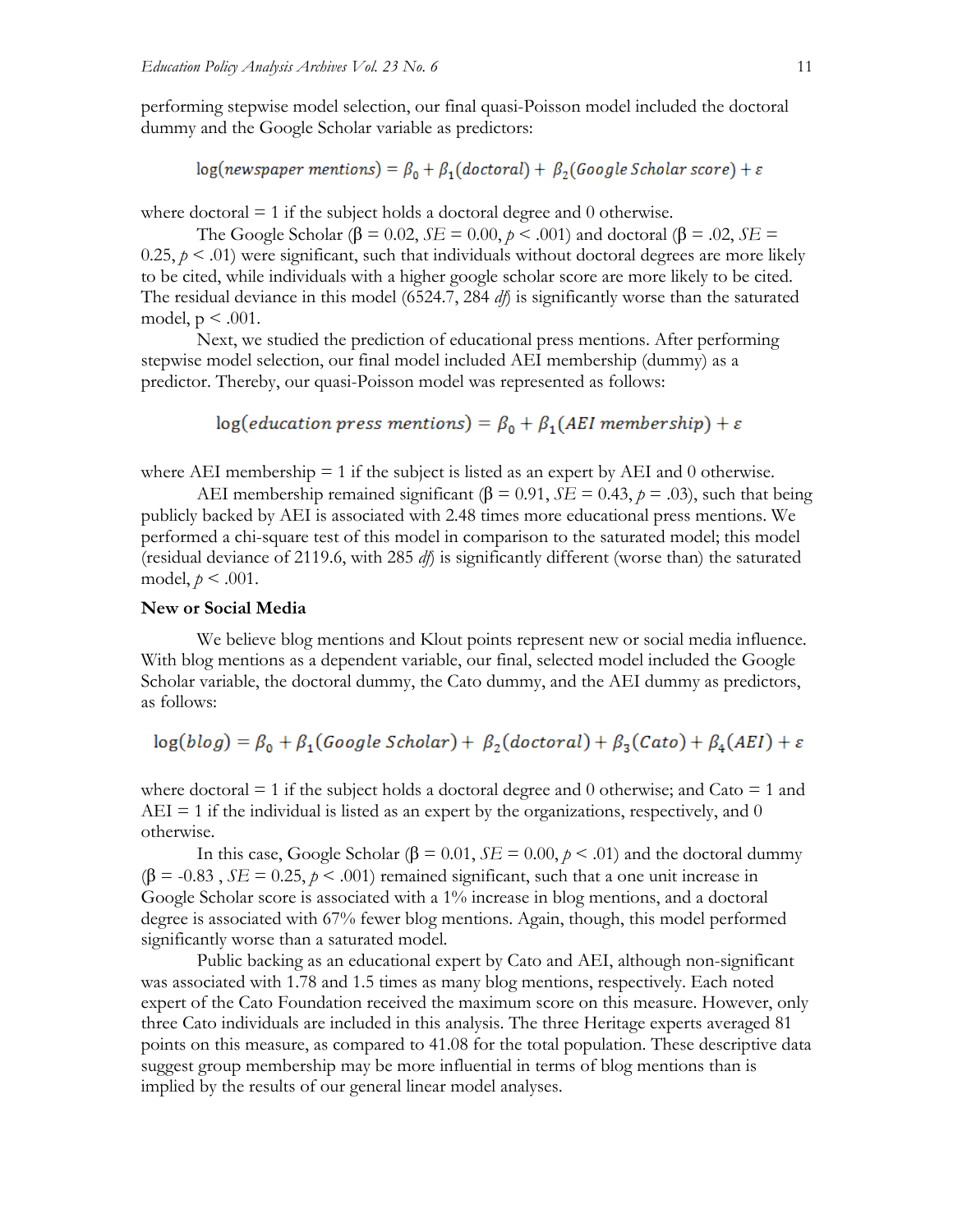performing stepwise model selection, our final quasi-Poisson model included the doctoral dummy and the Google Scholar variable as predictors:

$$\log(\textit{newspaper mentions}) = \beta_0 + \beta_1(\textit{doctoral}) + \beta_2(\textit{Google Scholar score}) + \varepsilon$$

where doctoral = 1 if the subject holds a doctoral degree and 0 otherwise.

The Google Scholar ($\beta = 0.02$, $SE = 0.00$, $p < .001$) and doctoral ($\beta = .02$, $SE = 0.25$, $p < .01$) were significant, such that individuals without doctoral degrees are more likely to be cited, while individuals with a higher google scholar score are more likely to be cited. The residual deviance in this model (6524.7, 284 *df*) is significantly worse than the saturated model, $p < .001$.

Next, we studied the prediction of educational press mentions. After performing stepwise model selection, our final model included AEI membership (dummy) as a predictor. Thereby, our quasi-Poisson model was represented as follows:

$$\log(\textit{education press mentions}) = \beta_0 + \beta_1(\textit{AEI membership}) + \varepsilon$$

where AEI membership = 1 if the subject is listed as an expert by AEI and 0 otherwise.

AEI membership remained significant ($\beta = 0.91$, $SE = 0.43$, $p = .03$), such that being publicly backed by AEI is associated with 2.48 times more educational press mentions. We performed a chi-square test of this model in comparison to the saturated model; this model (residual deviance of 2119.6, with 285 *df*) is significantly different (worse than) the saturated model, $p < .001$.

**New or Social Media**

We believe blog mentions and Klout points represent new or social media influence. With blog mentions as a dependent variable, our final, selected model included the Google Scholar variable, the doctoral dummy, the Cato dummy, and the AEI dummy as predictors, as follows:

$$\log(\textit{blog}) = \beta_0 + \beta_1(\textit{Google Scholar}) + \beta_2(\textit{doctoral}) + \beta_3(\textit{Cato}) + \beta_4(\textit{AEI}) + \varepsilon$$

where doctoral = 1 if the subject holds a doctoral degree and 0 otherwise; and Cato = 1 and AEI = 1 if the individual is listed as an expert by the organizations, respectively, and 0 otherwise.

In this case, Google Scholar ($\beta = 0.01$, $SE = 0.00$, $p < .01$) and the doctoral dummy ($\beta = -0.83$ , $SE = 0.25$, $p < .001$) remained significant, such that a one unit increase in Google Scholar score is associated with a 1% increase in blog mentions, and a doctoral degree is associated with 67% fewer blog mentions. Again, though, this model performed significantly worse than a saturated model.

Public backing as an educational expert by Cato and AEI, although non-significant was associated with 1.78 and 1.5 times as many blog mentions, respectively. Each noted expert of the Cato Foundation received the maximum score on this measure. However, only three Cato individuals are included in this analysis. The three Heritage experts averaged 81 points on this measure, as compared to 41.08 for the total population. These descriptive data suggest group membership may be more influential in terms of blog mentions than is implied by the results of our general linear model analyses.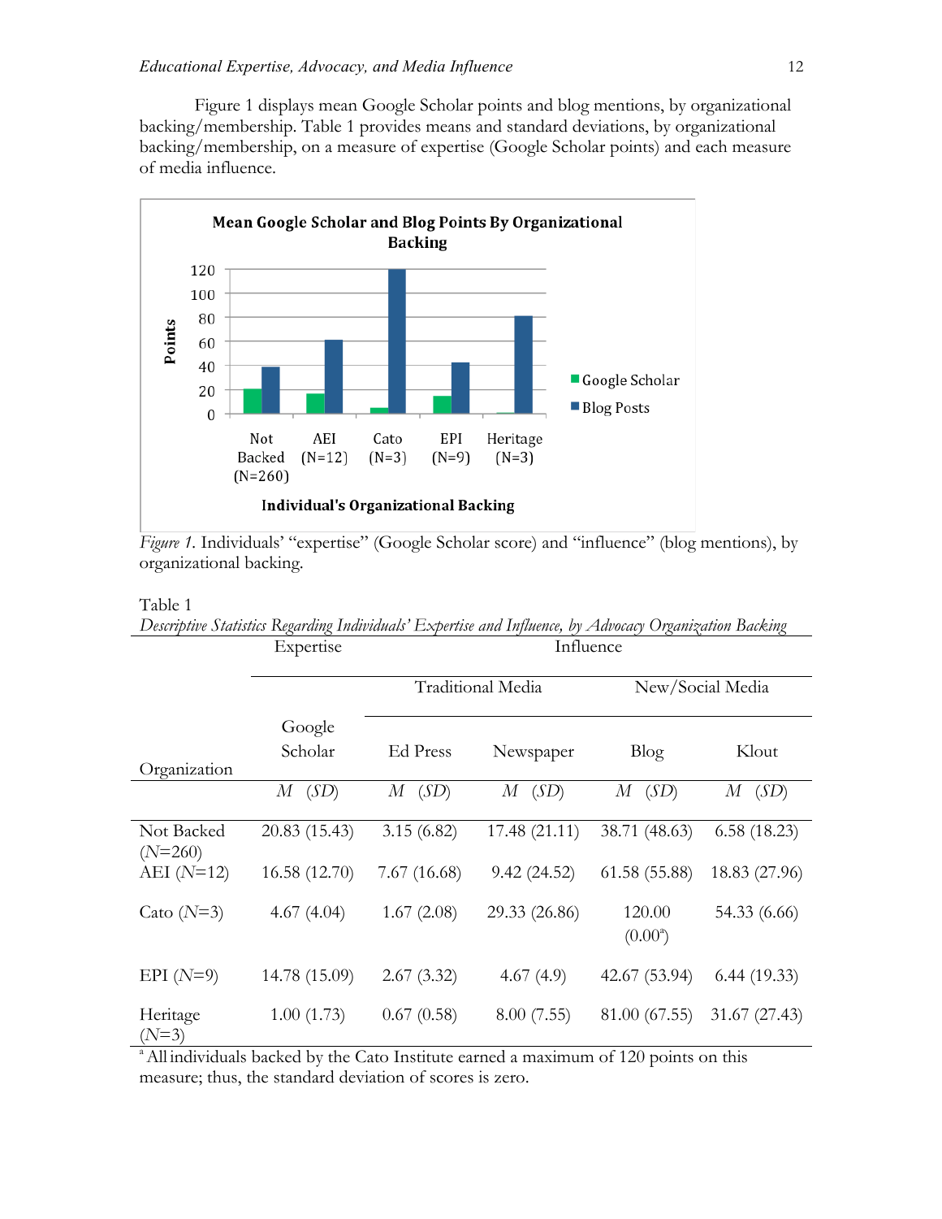Figure 1 displays mean Google Scholar points and blog mentions, by organizational backing/membership. Table 1 provides means and standard deviations, by organizational backing/membership, on a measure of expertise (Google Scholar points) and each measure of media influence.

*Figure 1.* Individuals' "expertise" (Google Scholar score) and "influence" (blog mentions), by organizational backing.

Table 1

*Descriptive Statistics Regarding Individuals' Expertise and Influence, by Advocacy Organization Backing*

| | Expertise | Influence | | | |
|---|---|---|---|---|---|
| | | Traditional Media | | New/Social Media | |
| Organization | Google Scholar | Ed Press | Newspaper | Blog | Klout |
| | *M* (*SD*) | *M* (*SD*) | *M* (*SD*) | *M* (*SD*) | *M* (*SD*) |
| Not Backed (*N*=260) | 20.83 (15.43) | 3.15 (6.82) | 17.48 (21.11) | 38.71 (48.63) | 6.58 (18.23) |
| AEI (*N*=12) | 16.58 (12.70) | 7.67 (16.68) | 9.42 (24.52) | 61.58 (55.88) | 18.83 (27.96) |
| Cato (*N*=3) | 4.67 (4.04) | 1.67 (2.08) | 29.33 (26.86) | 120.00 (0.00[a]) | 54.33 (6.66) |
| EPI (*N*=9) | 14.78 (15.09) | 2.67 (3.32) | 4.67 (4.9) | 42.67 (53.94) | 6.44 (19.33) |
| Heritage (*N*=3) | 1.00 (1.73) | 0.67 (0.58) | 8.00 (7.55) | 81.00 (67.55) | 31.67 (27.43) |

[a] All individuals backed by the Cato Institute earned a maximum of 120 points on this measure; thus, the standard deviation of scores is zero.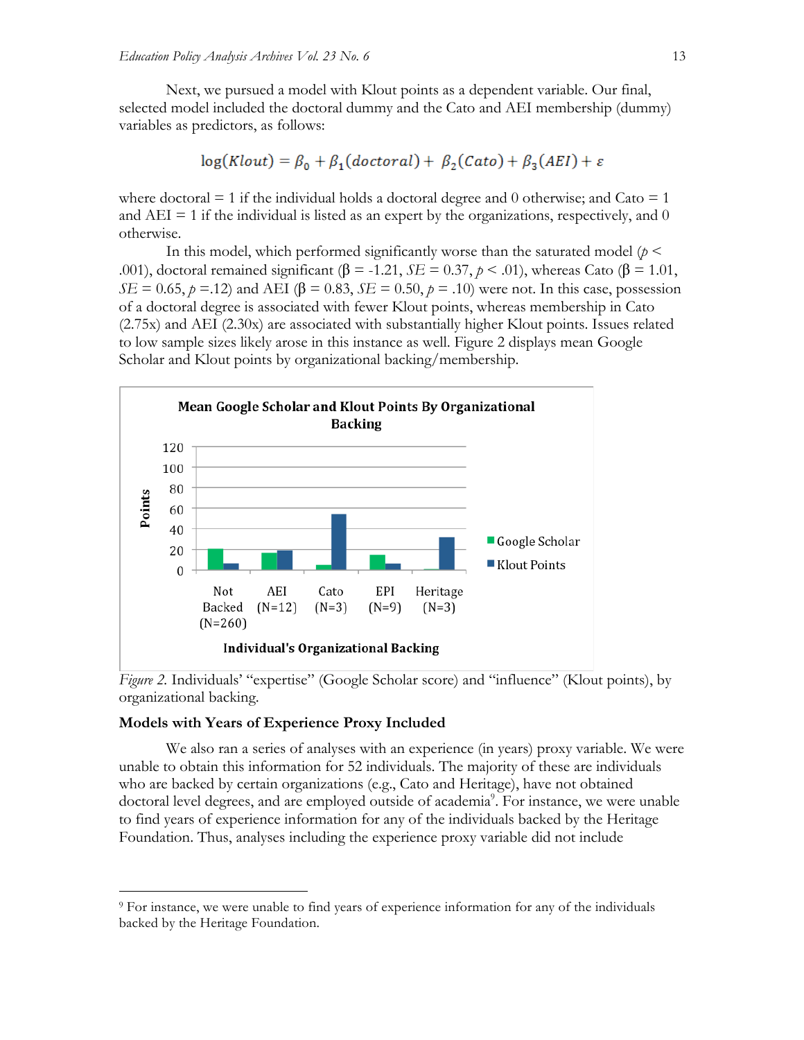Next, we pursued a model with Klout points as a dependent variable. Our final, selected model included the doctoral dummy and the Cato and AEI membership (dummy) variables as predictors, as follows:

$$\log(Klout) = \beta_0 + \beta_1(doctoral) + \beta_2(Cato) + \beta_3(AEI) + \varepsilon$$

where doctoral = 1 if the individual holds a doctoral degree and 0 otherwise; and Cato = 1 and AEI = 1 if the individual is listed as an expert by the organizations, respectively, and 0 otherwise.

In this model, which performed significantly worse than the saturated model ($p < .001$), doctoral remained significant ($\beta = -1.21$, $SE = 0.37$, $p < .01$), whereas Cato ($\beta = 1.01$, $SE = 0.65$, $p = .12$) and AEI ($\beta = 0.83$, $SE = 0.50$, $p = .10$) were not. In this case, possession of a doctoral degree is associated with fewer Klout points, whereas membership in Cato (2.75x) and AEI (2.30x) are associated with substantially higher Klout points. Issues related to low sample sizes likely arose in this instance as well. Figure 2 displays mean Google Scholar and Klout points by organizational backing/membership.

*Figure 2.* Individuals' "expertise" (Google Scholar score) and "influence" (Klout points), by organizational backing.

## Models with Years of Experience Proxy Included

We also ran a series of analyses with an experience (in years) proxy variable. We were unable to obtain this information for 52 individuals. The majority of these are individuals who are backed by certain organizations (e.g., Cato and Heritage), have not obtained doctoral level degrees, and are employed outside of academia[9]. For instance, we were unable to find years of experience information for any of the individuals backed by the Heritage Foundation. Thus, analyses including the experience proxy variable did not include

---

[9] For instance, we were unable to find years of experience information for any of the individuals backed by the Heritage Foundation.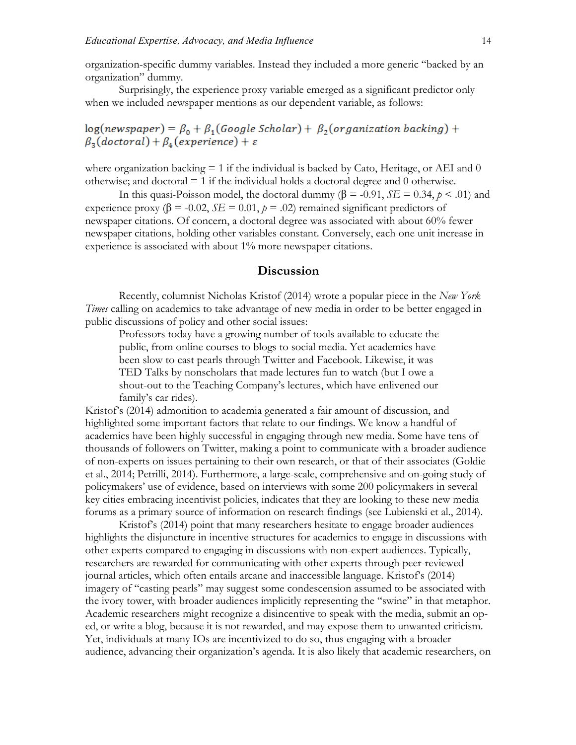organization-specific dummy variables. Instead they included a more generic "backed by an organization" dummy.

Surprisingly, the experience proxy variable emerged as a significant predictor only when we included newspaper mentions as our dependent variable, as follows:

$$\log(newspaper) = \beta_0 + \beta_1(Google\ Scholar) + \beta_2(organization\ backing) + \beta_3(doctoral) + \beta_4(experience) + \varepsilon$$

where organization backing = 1 if the individual is backed by Cato, Heritage, or AEI and 0 otherwise; and doctoral = 1 if the individual holds a doctoral degree and 0 otherwise.

In this quasi-Poisson model, the doctoral dummy ($\beta = -0.91$, $SE = 0.34$, $p < .01$) and experience proxy ($\beta = -0.02$, $SE = 0.01$, $p = .02$) remained significant predictors of newspaper citations. Of concern, a doctoral degree was associated with about 60% fewer newspaper citations, holding other variables constant. Conversely, each one unit increase in experience is associated with about 1% more newspaper citations.

## Discussion

Recently, columnist Nicholas Kristof (2014) wrote a popular piece in the *New York Times* calling on academics to take advantage of new media in order to be better engaged in public discussions of policy and other social issues:

> Professors today have a growing number of tools available to educate the public, from online courses to blogs to social media. Yet academics have been slow to cast pearls through Twitter and Facebook. Likewise, it was TED Talks by nonscholars that made lectures fun to watch (but I owe a shout-out to the Teaching Company's lectures, which have enlivened our family's car rides).

Kristof's (2014) admonition to academia generated a fair amount of discussion, and highlighted some important factors that relate to our findings. We know a handful of academics have been highly successful in engaging through new media. Some have tens of thousands of followers on Twitter, making a point to communicate with a broader audience of non-experts on issues pertaining to their own research, or that of their associates (Goldie et al., 2014; Petrilli, 2014). Furthermore, a large-scale, comprehensive and on-going study of policymakers' use of evidence, based on interviews with some 200 policymakers in several key cities embracing incentivist policies, indicates that they are looking to these new media forums as a primary source of information on research findings (see Lubienski et al., 2014).

Kristof's (2014) point that many researchers hesitate to engage broader audiences highlights the disjuncture in incentive structures for academics to engage in discussions with other experts compared to engaging in discussions with non-expert audiences. Typically, researchers are rewarded for communicating with other experts through peer-reviewed journal articles, which often entails arcane and inaccessible language. Kristof's (2014) imagery of "casting pearls" may suggest some condescension assumed to be associated with the ivory tower, with broader audiences implicitly representing the "swine" in that metaphor. Academic researchers might recognize a disincentive to speak with the media, submit an op-ed, or write a blog, because it is not rewarded, and may expose them to unwanted criticism. Yet, individuals at many IOs are incentivized to do so, thus engaging with a broader audience, advancing their organization's agenda. It is also likely that academic researchers, on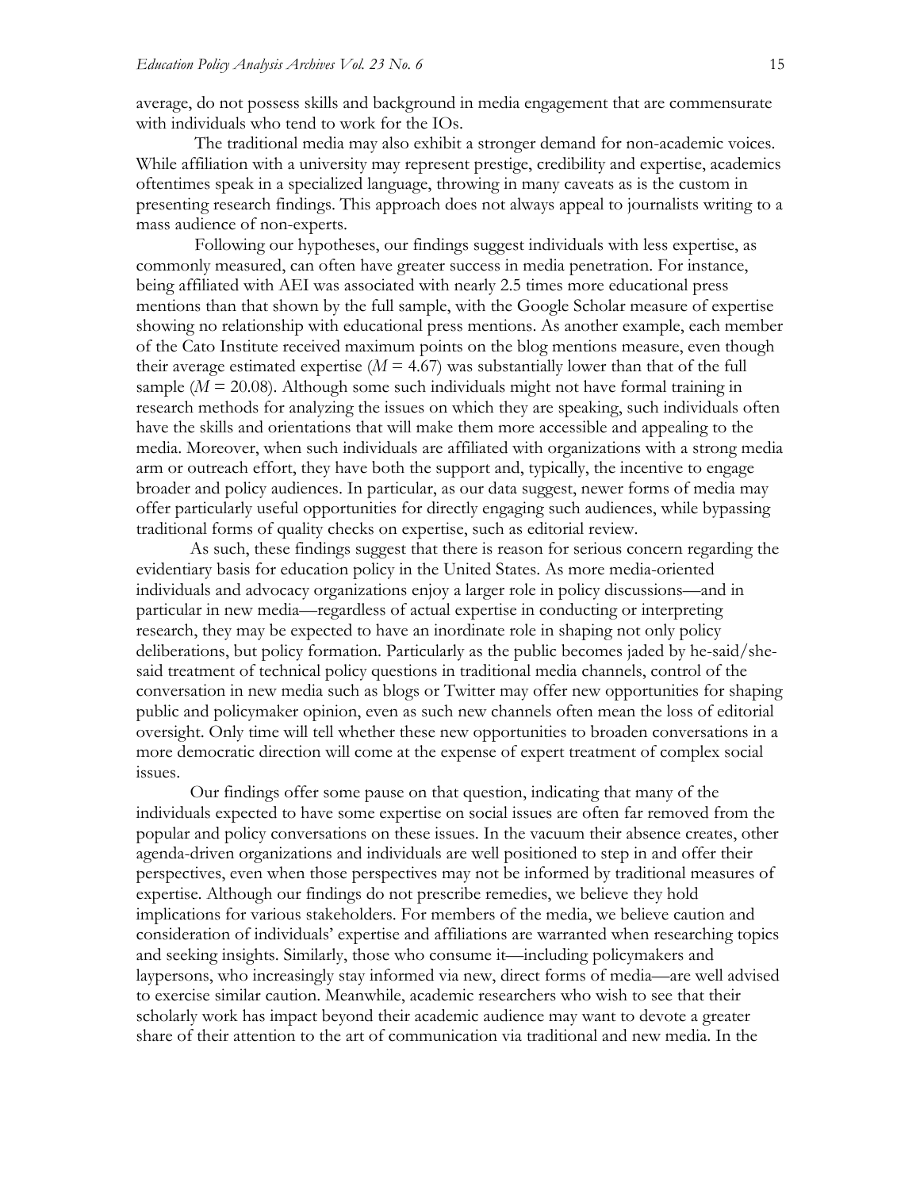average, do not possess skills and background in media engagement that are commensurate with individuals who tend to work for the IOs.

The traditional media may also exhibit a stronger demand for non-academic voices. While affiliation with a university may represent prestige, credibility and expertise, academics oftentimes speak in a specialized language, throwing in many caveats as is the custom in presenting research findings. This approach does not always appeal to journalists writing to a mass audience of non-experts.

Following our hypotheses, our findings suggest individuals with less expertise, as commonly measured, can often have greater success in media penetration. For instance, being affiliated with AEI was associated with nearly 2.5 times more educational press mentions than that shown by the full sample, with the Google Scholar measure of expertise showing no relationship with educational press mentions. As another example, each member of the Cato Institute received maximum points on the blog mentions measure, even though their average estimated expertise ($M = 4.67$) was substantially lower than that of the full sample ($M = 20.08$). Although some such individuals might not have formal training in research methods for analyzing the issues on which they are speaking, such individuals often have the skills and orientations that will make them more accessible and appealing to the media. Moreover, when such individuals are affiliated with organizations with a strong media arm or outreach effort, they have both the support and, typically, the incentive to engage broader and policy audiences. In particular, as our data suggest, newer forms of media may offer particularly useful opportunities for directly engaging such audiences, while bypassing traditional forms of quality checks on expertise, such as editorial review.

As such, these findings suggest that there is reason for serious concern regarding the evidentiary basis for education policy in the United States. As more media-oriented individuals and advocacy organizations enjoy a larger role in policy discussions—and in particular in new media—regardless of actual expertise in conducting or interpreting research, they may be expected to have an inordinate role in shaping not only policy deliberations, but policy formation. Particularly as the public becomes jaded by he-said/she-said treatment of technical policy questions in traditional media channels, control of the conversation in new media such as blogs or Twitter may offer new opportunities for shaping public and policymaker opinion, even as such new channels often mean the loss of editorial oversight. Only time will tell whether these new opportunities to broaden conversations in a more democratic direction will come at the expense of expert treatment of complex social issues.

Our findings offer some pause on that question, indicating that many of the individuals expected to have some expertise on social issues are often far removed from the popular and policy conversations on these issues. In the vacuum their absence creates, other agenda-driven organizations and individuals are well positioned to step in and offer their perspectives, even when those perspectives may not be informed by traditional measures of expertise. Although our findings do not prescribe remedies, we believe they hold implications for various stakeholders. For members of the media, we believe caution and consideration of individuals' expertise and affiliations are warranted when researching topics and seeking insights. Similarly, those who consume it—including policymakers and laypersons, who increasingly stay informed via new, direct forms of media—are well advised to exercise similar caution. Meanwhile, academic researchers who wish to see that their scholarly work has impact beyond their academic audience may want to devote a greater share of their attention to the art of communication via traditional and new media. In the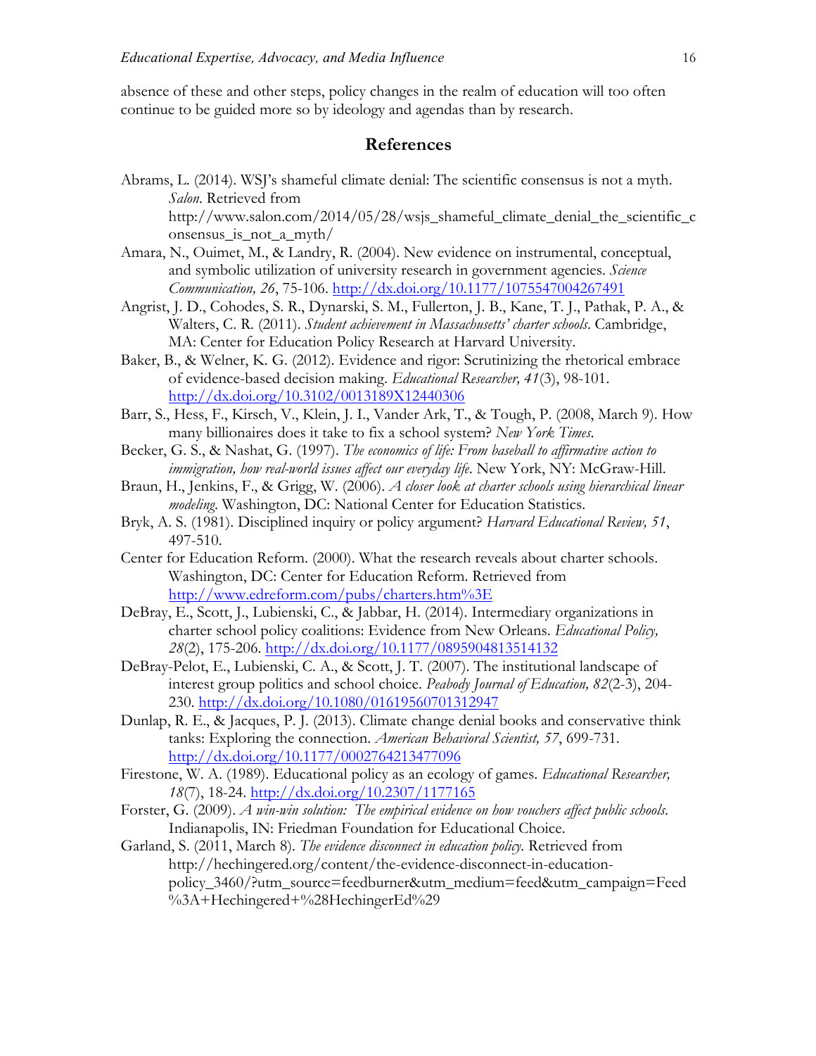absence of these and other steps, policy changes in the realm of education will too often continue to be guided more so by ideology and agendas than by research.

## References

Abrams, L. (2014). WSJ's shameful climate denial: The scientific consensus is not a myth. *Salon*. Retrieved from http://www.salon.com/2014/05/28/wsjs_shameful_climate_denial_the_scientific_consensus_is_not_a_myth/

Amara, N., Ouimet, M., & Landry, R. (2004). New evidence on instrumental, conceptual, and symbolic utilization of university research in government agencies. *Science Communication, 26*, 75-106. http://dx.doi.org/10.1177/1075547004267491

Angrist, J. D., Cohodes, S. R., Dynarski, S. M., Fullerton, J. B., Kane, T. J., Pathak, P. A., & Walters, C. R. (2011). *Student achievement in Massachusetts' charter schools*. Cambridge, MA: Center for Education Policy Research at Harvard University.

Baker, B., & Welner, K. G. (2012). Evidence and rigor: Scrutinizing the rhetorical embrace of evidence-based decision making. *Educational Researcher, 41*(3), 98-101. http://dx.doi.org/10.3102/0013189X12440306

Barr, S., Hess, F., Kirsch, V., Klein, J. I., Vander Ark, T., & Tough, P. (2008, March 9). How many billionaires does it take to fix a school system? *New York Times*.

Becker, G. S., & Nashat, G. (1997). *The economics of life: From baseball to affirmative action to immigration, how real-world issues affect our everyday life*. New York, NY: McGraw-Hill.

Braun, H., Jenkins, F., & Grigg, W. (2006). *A closer look at charter schools using hierarchical linear modeling*. Washington, DC: National Center for Education Statistics.

Bryk, A. S. (1981). Disciplined inquiry or policy argument? *Harvard Educational Review, 51*, 497-510.

Center for Education Reform. (2000). What the research reveals about charter schools. Washington, DC: Center for Education Reform. Retrieved from http://www.edreform.com/pubs/charters.htm%3E

DeBray, E., Scott, J., Lubienski, C., & Jabbar, H. (2014). Intermediary organizations in charter school policy coalitions: Evidence from New Orleans. *Educational Policy, 28*(2), 175-206. http://dx.doi.org/10.1177/0895904813514132

DeBray-Pelot, E., Lubienski, C. A., & Scott, J. T. (2007). The institutional landscape of interest group politics and school choice. *Peabody Journal of Education, 82*(2-3), 204-230. http://dx.doi.org/10.1080/01619560701312947

Dunlap, R. E., & Jacques, P. J. (2013). Climate change denial books and conservative think tanks: Exploring the connection. *American Behavioral Scientist, 57*, 699-731. http://dx.doi.org/10.1177/0002764213477096

Firestone, W. A. (1989). Educational policy as an ecology of games. *Educational Researcher, 18*(7), 18-24. http://dx.doi.org/10.2307/1177165

Forster, G. (2009). *A win-win solution: The empirical evidence on how vouchers affect public schools*. Indianapolis, IN: Friedman Foundation for Educational Choice.

Garland, S. (2011, March 8). *The evidence disconnect in education policy*. Retrieved from http://hechingered.org/content/the-evidence-disconnect-in-education-policy_3460/?utm_source=feedburner&utm_medium=feed&utm_campaign=Feed%3A+Hechingered+%28HechingerEd%29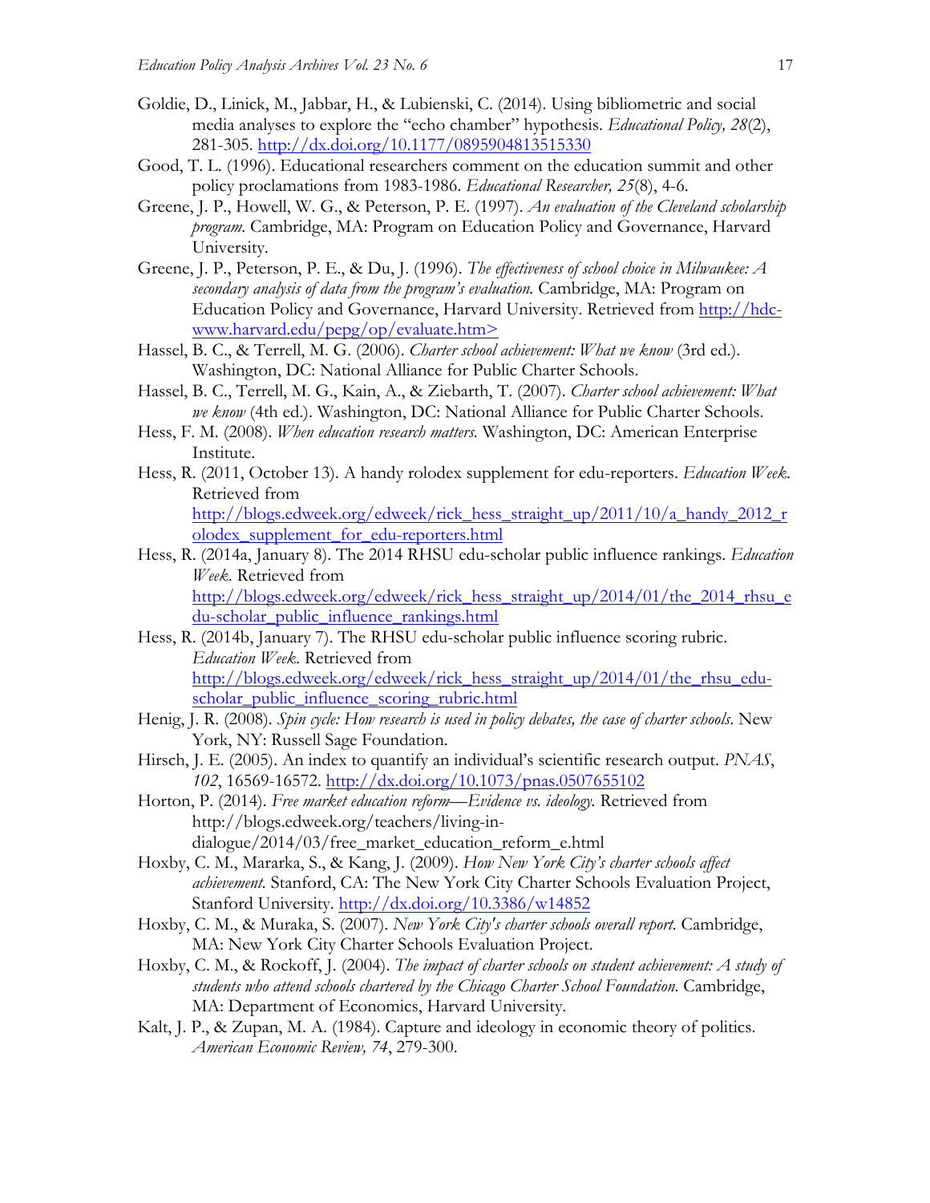Goldie, D., Linick, M., Jabbar, H., & Lubienski, C. (2014). Using bibliometric and social media analyses to explore the "echo chamber" hypothesis. *Educational Policy, 28*(2), 281-305. http://dx.doi.org/10.1177/0895904813515330

Good, T. L. (1996). Educational researchers comment on the education summit and other policy proclamations from 1983-1986. *Educational Researcher, 25*(8), 4-6.

Greene, J. P., Howell, W. G., & Peterson, P. E. (1997). *An evaluation of the Cleveland scholarship program.* Cambridge, MA: Program on Education Policy and Governance, Harvard University.

Greene, J. P., Peterson, P. E., & Du, J. (1996). *The effectiveness of school choice in Milwaukee: A secondary analysis of data from the program's evaluation.* Cambridge, MA: Program on Education Policy and Governance, Harvard University. Retrieved from http://hdc-www.harvard.edu/pepg/op/evaluate.htm>

Hassel, B. C., & Terrell, M. G. (2006). *Charter school achievement: What we know* (3rd ed.). Washington, DC: National Alliance for Public Charter Schools.

Hassel, B. C., Terrell, M. G., Kain, A., & Ziebarth, T. (2007). *Charter school achievement: What we know* (4th ed.). Washington, DC: National Alliance for Public Charter Schools.

Hess, F. M. (2008). *When education research matters.* Washington, DC: American Enterprise Institute.

Hess, R. (2011, October 13). A handy rolodex supplement for edu-reporters. *Education Week.* Retrieved from http://blogs.edweek.org/edweek/rick_hess_straight_up/2011/10/a_handy_2012_rolodex_supplement_for_edu-reporters.html

Hess, R. (2014a, January 8). The 2014 RHSU edu-scholar public influence rankings. *Education Week.* Retrieved from http://blogs.edweek.org/edweek/rick_hess_straight_up/2014/01/the_2014_rhsu_edu-scholar_public_influence_rankings.html

Hess, R. (2014b, January 7). The RHSU edu-scholar public influence scoring rubric. *Education Week.* Retrieved from http://blogs.edweek.org/edweek/rick_hess_straight_up/2014/01/the_rhsu_edu-scholar_public_influence_scoring_rubric.html

Henig, J. R. (2008). *Spin cycle: How research is used in policy debates, the case of charter schools.* New York, NY: Russell Sage Foundation.

Hirsch, J. E. (2005). An index to quantify an individual's scientific research output. *PNAS*, *102*, 16569-16572. http://dx.doi.org/10.1073/pnas.0507655102

Horton, P. (2014). *Free market education reform—Evidence vs. ideology.* Retrieved from http://blogs.edweek.org/teachers/living-in-dialogue/2014/03/free_market_education_reform_e.html

Hoxby, C. M., Mararka, S., & Kang, J. (2009). *How New York City's charter schools affect achievement.* Stanford, CA: The New York City Charter Schools Evaluation Project, Stanford University. http://dx.doi.org/10.3386/w14852

Hoxby, C. M., & Muraka, S. (2007). *New York City's charter schools overall report.* Cambridge, MA: New York City Charter Schools Evaluation Project.

Hoxby, C. M., & Rockoff, J. (2004). *The impact of charter schools on student achievement: A study of students who attend schools chartered by the Chicago Charter School Foundation.* Cambridge, MA: Department of Economics, Harvard University.

Kalt, J. P., & Zupan, M. A. (1984). Capture and ideology in economic theory of politics. *American Economic Review, 74*, 279-300.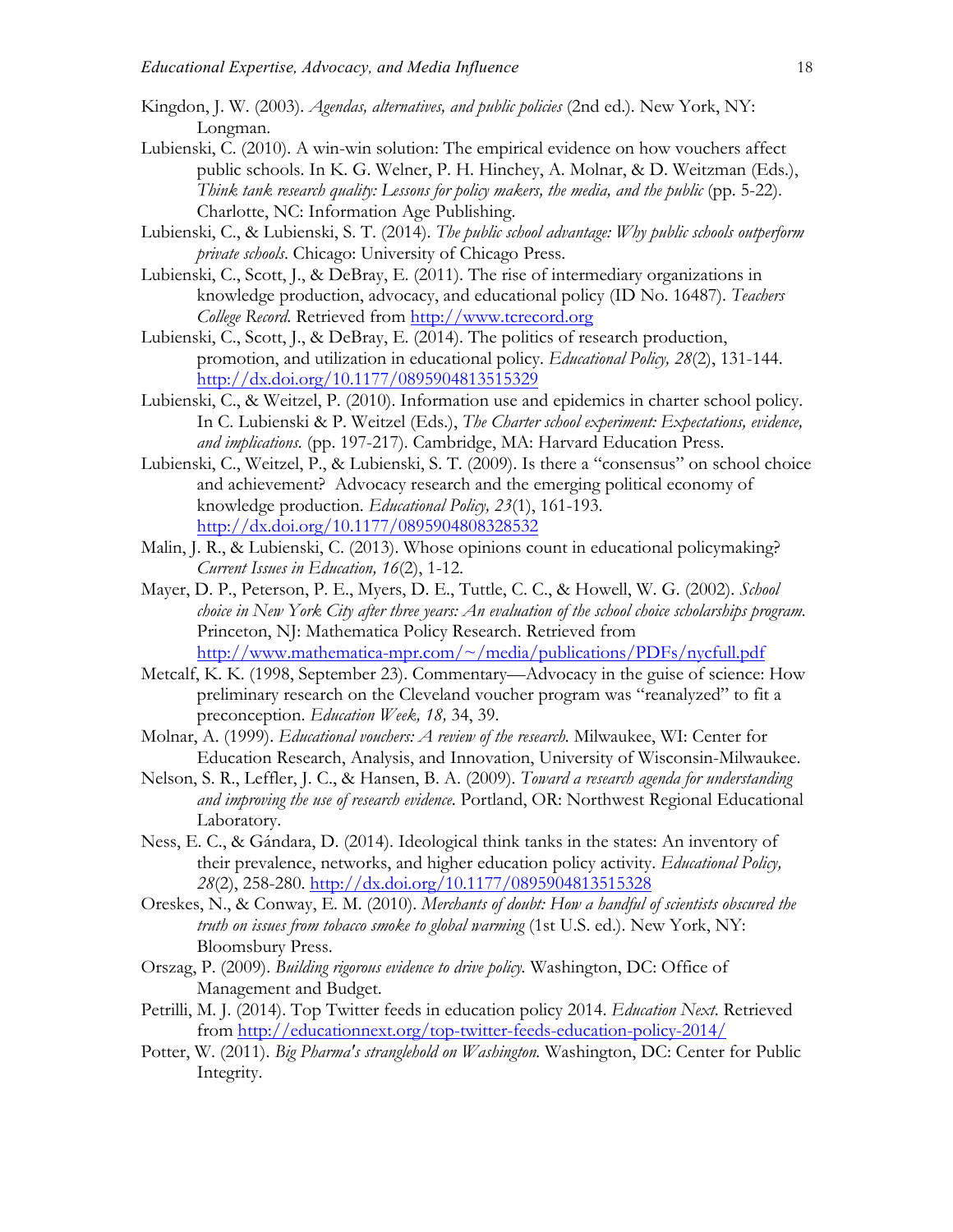Kingdon, J. W. (2003). *Agendas, alternatives, and public policies* (2nd ed.). New York, NY: Longman.

Lubienski, C. (2010). A win-win solution: The empirical evidence on how vouchers affect public schools. In K. G. Welner, P. H. Hinchey, A. Molnar, & D. Weitzman (Eds.), *Think tank research quality: Lessons for policy makers, the media, and the public* (pp. 5-22). Charlotte, NC: Information Age Publishing.

Lubienski, C., & Lubienski, S. T. (2014). *The public school advantage: Why public schools outperform private schools*. Chicago: University of Chicago Press.

Lubienski, C., Scott, J., & DeBray, E. (2011). The rise of intermediary organizations in knowledge production, advocacy, and educational policy (ID No. 16487). *Teachers College Record*. Retrieved from http://www.tcrecord.org

Lubienski, C., Scott, J., & DeBray, E. (2014). The politics of research production, promotion, and utilization in educational policy. *Educational Policy, 28*(2), 131-144. http://dx.doi.org/10.1177/0895904813515329

Lubienski, C., & Weitzel, P. (2010). Information use and epidemics in charter school policy. In C. Lubienski & P. Weitzel (Eds.), *The Charter school experiment: Expectations, evidence, and implications*. (pp. 197-217). Cambridge, MA: Harvard Education Press.

Lubienski, C., Weitzel, P., & Lubienski, S. T. (2009). Is there a "consensus" on school choice and achievement? Advocacy research and the emerging political economy of knowledge production. *Educational Policy, 23*(1), 161-193. http://dx.doi.org/10.1177/0895904808328532

Malin, J. R., & Lubienski, C. (2013). Whose opinions count in educational policymaking? *Current Issues in Education, 16*(2), 1-12.

Mayer, D. P., Peterson, P. E., Myers, D. E., Tuttle, C. C., & Howell, W. G. (2002). *School choice in New York City after three years: An evaluation of the school choice scholarships program*. Princeton, NJ: Mathematica Policy Research. Retrieved from http://www.mathematica-mpr.com/~/media/publications/PDFs/nycfull.pdf

Metcalf, K. K. (1998, September 23). Commentary—Advocacy in the guise of science: How preliminary research on the Cleveland voucher program was "reanalyzed" to fit a preconception. *Education Week, 18,* 34, 39.

Molnar, A. (1999). *Educational vouchers: A review of the research*. Milwaukee, WI: Center for Education Research, Analysis, and Innovation, University of Wisconsin-Milwaukee.

Nelson, S. R., Leffler, J. C., & Hansen, B. A. (2009). *Toward a research agenda for understanding and improving the use of research evidence*. Portland, OR: Northwest Regional Educational Laboratory.

Ness, E. C., & Gándara, D. (2014). Ideological think tanks in the states: An inventory of their prevalence, networks, and higher education policy activity. *Educational Policy, 28*(2), 258-280. http://dx.doi.org/10.1177/0895904813515328

Oreskes, N., & Conway, E. M. (2010). *Merchants of doubt: How a handful of scientists obscured the truth on issues from tobacco smoke to global warming* (1st U.S. ed.). New York, NY: Bloomsbury Press.

Orszag, P. (2009). *Building rigorous evidence to drive policy*. Washington, DC: Office of Management and Budget.

Petrilli, M. J. (2014). Top Twitter feeds in education policy 2014. *Education Next*. Retrieved from http://educationnext.org/top-twitter-feeds-education-policy-2014/

Potter, W. (2011). *Big Pharma's stranglehold on Washington*. Washington, DC: Center for Public Integrity.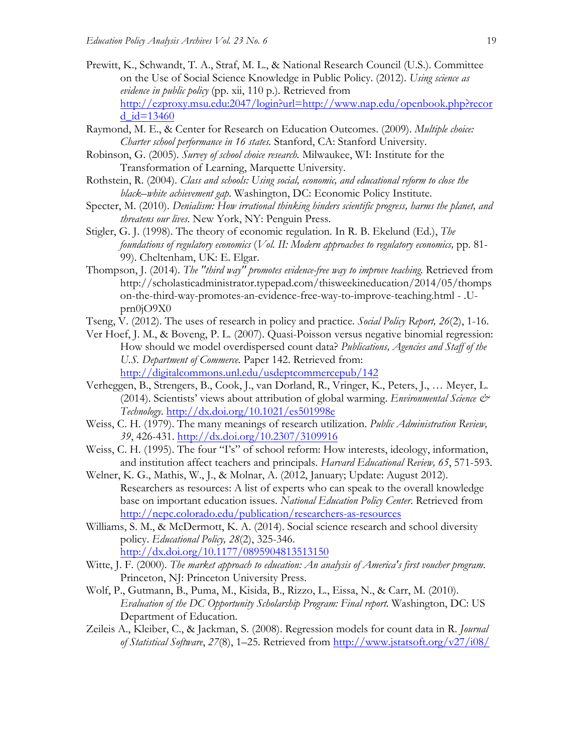Prewitt, K., Schwandt, T. A., Straf, M. L., & National Research Council (U.S.). Committee on the Use of Social Science Knowledge in Public Policy. (2012). *Using science as evidence in public policy* (pp. xii, 110 p.). Retrieved from http://ezproxy.msu.edu:2047/login?url=http://www.nap.edu/openbook.php?record_id=13460

Raymond, M. E., & Center for Research on Education Outcomes. (2009). *Multiple choice: Charter school performance in 16 states.* Stanford, CA: Stanford University.

Robinson, G. (2005). *Survey of school choice research.* Milwaukee, WI: Institute for the Transformation of Learning, Marquette University.

Rothstein, R. (2004). *Class and schools: Using social, economic, and educational reform to close the black–white achievement gap*. Washington, DC: Economic Policy Institute.

Specter, M. (2010). *Denialism: How irrational thinking hinders scientific progress, harms the planet, and threatens our lives*. New York, NY: Penguin Press.

Stigler, G. J. (1998). The theory of economic regulation. In R. B. Ekelund (Ed.), *The foundations of regulatory economics* (*Vol. II: Modern approaches to regulatory economics,* pp. 81-99). Cheltenham, UK: E. Elgar.

Thompson, J. (2014). *The "third way" promotes evidence-free way to improve teaching.* Retrieved from http://scholasticadministrator.typepad.com/thisweekineducation/2014/05/thompson-the-third-way-promotes-an-evidence-free-way-to-improve-teaching.html - .U-prn0jO9X0

Tseng, V. (2012). The uses of research in policy and practice. *Social Policy Report, 26*(2), 1-16.

Ver Hoef, J. M., & Boveng, P. L. (2007). Quasi-Poisson versus negative binomial regression: How should we model overdispersed count data? *Publications, Agencies and Staff of the U.S. Department of Commerce.* Paper 142. Retrieved from: http://digitalcommons.unl.edu/usdeptcommercepub/142

Verheggen, B., Strengers, B., Cook, J., van Dorland, R., Vringer, K., Peters, J., … Meyer, L. (2014). Scientists' views about attribution of global warming. *Environmental Science & Technology.* http://dx.doi.org/10.1021/es501998e

Weiss, C. H. (1979). The many meanings of research utilization. *Public Administration Review, 39*, 426-431. http://dx.doi.org/10.2307/3109916

Weiss, C. H. (1995). The four "I's" of school reform: How interests, ideology, information, and institution affect teachers and principals. *Harvard Educational Review, 65*, 571-593.

Welner, K. G., Mathis, W., J., & Molnar, A. (2012, January; Update: August 2012). Researchers as resources: A list of experts who can speak to the overall knowledge base on important education issues. *National Education Policy Center*. Retrieved from http://nepc.colorado.edu/publication/researchers-as-resources

Williams, S. M., & McDermott, K. A. (2014). Social science research and school diversity policy. *Educational Policy, 28*(2), 325-346. http://dx.doi.org/10.1177/0895904813513150

Witte, J. F. (2000). *The market approach to education: An analysis of America's first voucher program*. Princeton, NJ: Princeton University Press.

Wolf, P., Gutmann, B., Puma, M., Kisida, B., Rizzo, L., Eissa, N., & Carr, M. (2010). *Evaluation of the DC Opportunity Scholarship Program: Final report.* Washington, DC: US Department of Education.

Zeileis A., Kleiber, C., & Jackman, S. (2008). Regression models for count data in R. *Journal of Statistical Software*, *27*(8), 1–25. Retrieved from http://www.jstatsoft.org/v27/i08/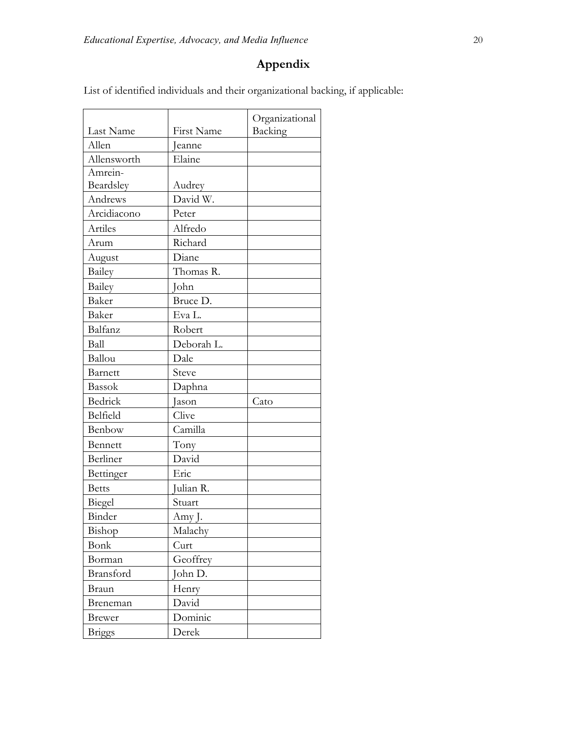# Appendix

List of identified individuals and their organizational backing, if applicable:

| Last Name | First Name | Organizational Backing |
|---|---|---|
| Allen | Jeanne | |
| Allensworth | Elaine | |
| Amrein-Beardsley | Audrey | |
| Andrews | David W. | |
| Arcidiacono | Peter | |
| Artiles | Alfredo | |
| Arum | Richard | |
| August | Diane | |
| Bailey | Thomas R. | |
| Bailey | John | |
| Baker | Bruce D. | |
| Baker | Eva L. | |
| Balfanz | Robert | |
| Ball | Deborah L. | |
| Ballou | Dale | |
| Barnett | Steve | |
| Bassok | Daphna | |
| Bedrick | Jason | Cato |
| Belfield | Clive | |
| Benbow | Camilla | |
| Bennett | Tony | |
| Berliner | David | |
| Bettinger | Eric | |
| Betts | Julian R. | |
| Biegel | Stuart | |
| Binder | Amy J. | |
| Bishop | Malachy | |
| Bonk | Curt | |
| Borman | Geoffrey | |
| Bransford | John D. | |
| Braun | Henry | |
| Breneman | David | |
| Brewer | Dominic | |
| Briggs | Derek | |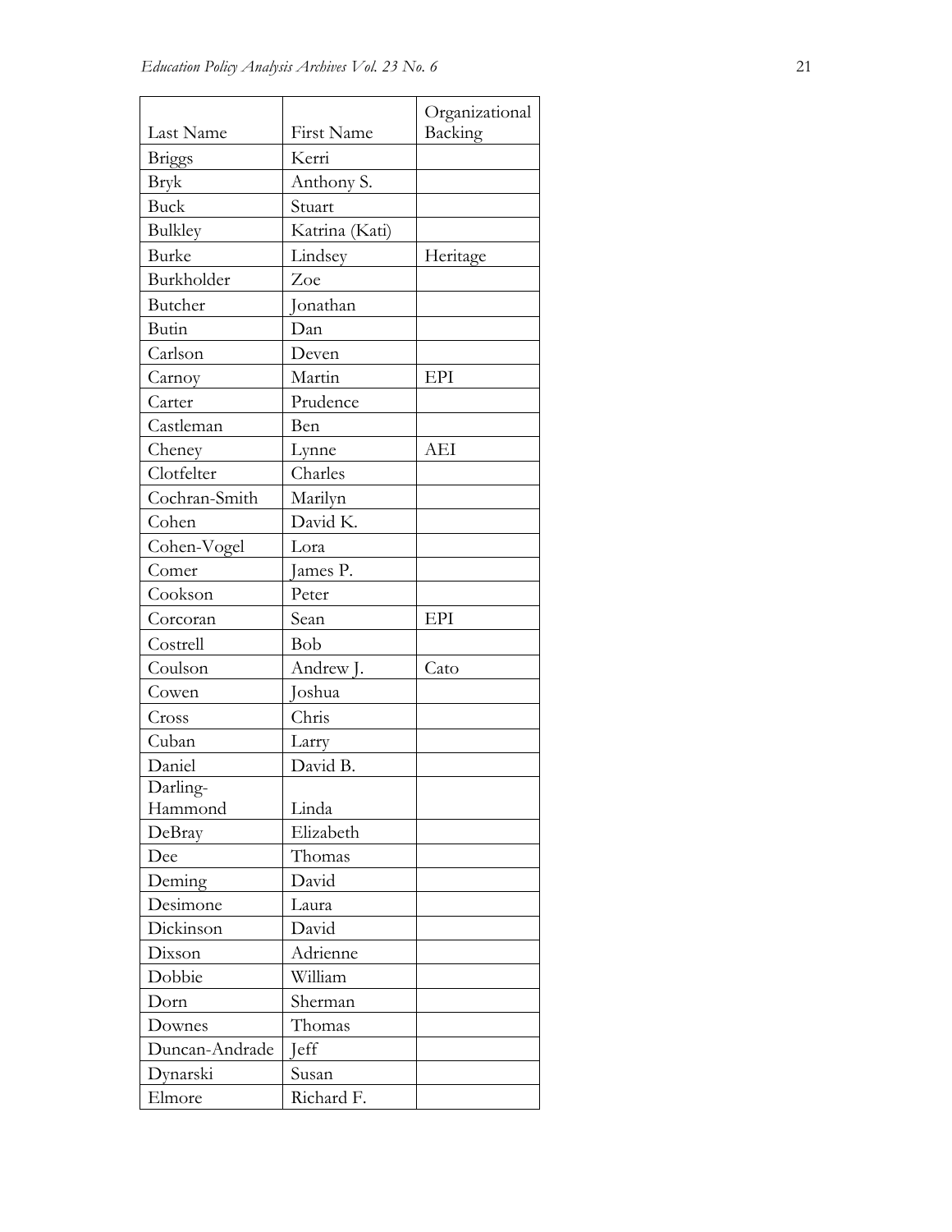| Last Name | First Name | Organizational Backing |
|---|---|---|
| Briggs | Kerri | |
| Bryk | Anthony S. | |
| Buck | Stuart | |
| Bulkley | Katrina (Kati) | |
| Burke | Lindsey | Heritage |
| Burkholder | Zoe | |
| Butcher | Jonathan | |
| Butin | Dan | |
| Carlson | Deven | |
| Carnoy | Martin | EPI |
| Carter | Prudence | |
| Castleman | Ben | |
| Cheney | Lynne | AEI |
| Clotfelter | Charles | |
| Cochran-Smith | Marilyn | |
| Cohen | David K. | |
| Cohen-Vogel | Lora | |
| Comer | James P. | |
| Cookson | Peter | |
| Corcoran | Sean | EPI |
| Costrell | Bob | |
| Coulson | Andrew J. | Cato |
| Cowen | Joshua | |
| Cross | Chris | |
| Cuban | Larry | |
| Daniel | David B. | |
| Darling-Hammond | Linda | |
| DeBray | Elizabeth | |
| Dee | Thomas | |
| Deming | David | |
| Desimone | Laura | |
| Dickinson | David | |
| Dixson | Adrienne | |
| Dobbie | William | |
| Dorn | Sherman | |
| Downes | Thomas | |
| Duncan-Andrade | Jeff | |
| Dynarski | Susan | |
| Elmore | Richard F. | |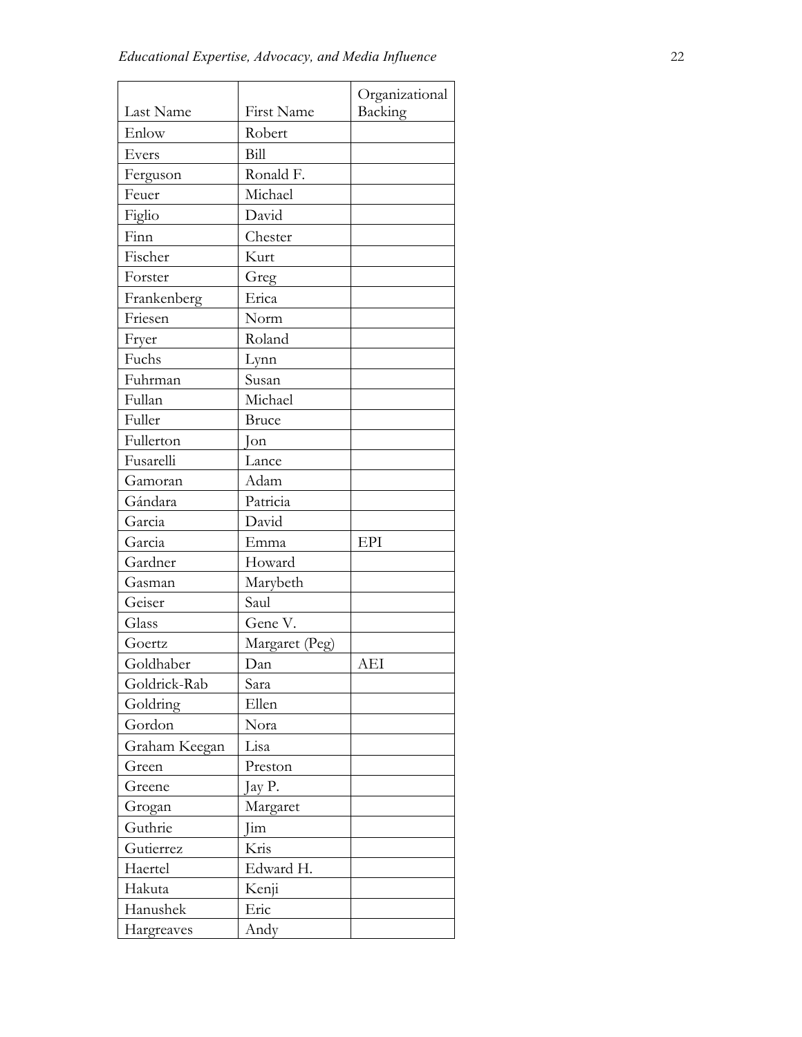| Last Name | First Name | Organizational Backing |
|---|---|---|
| Enlow | Robert | |
| Evers | Bill | |
| Ferguson | Ronald F. | |
| Feuer | Michael | |
| Figlio | David | |
| Finn | Chester | |
| Fischer | Kurt | |
| Forster | Greg | |
| Frankenberg | Erica | |
| Friesen | Norm | |
| Fryer | Roland | |
| Fuchs | Lynn | |
| Fuhrman | Susan | |
| Fullan | Michael | |
| Fuller | Bruce | |
| Fullerton | Jon | |
| Fusarelli | Lance | |
| Gamoran | Adam | |
| Gándara | Patricia | |
| Garcia | David | |
| Garcia | Emma | EPI |
| Gardner | Howard | |
| Gasman | Marybeth | |
| Geiser | Saul | |
| Glass | Gene V. | |
| Goertz | Margaret (Peg) | |
| Goldhaber | Dan | AEI |
| Goldrick-Rab | Sara | |
| Goldring | Ellen | |
| Gordon | Nora | |
| Graham Keegan | Lisa | |
| Green | Preston | |
| Greene | Jay P. | |
| Grogan | Margaret | |
| Guthrie | Jim | |
| Gutierrez | Kris | |
| Haertel | Edward H. | |
| Hakuta | Kenji | |
| Hanushek | Eric | |
| Hargreaves | Andy | |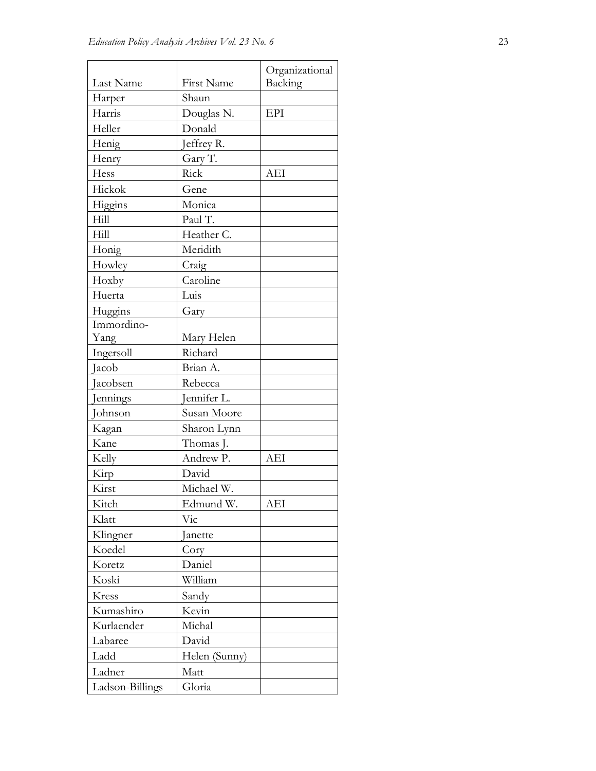| Last Name | First Name | Organizational Backing |
| --- | --- | --- |
| Harper | Shaun | |
| Harris | Douglas N. | EPI |
| Heller | Donald | |
| Henig | Jeffrey R. | |
| Henry | Gary T. | |
| Hess | Rick | AEI |
| Hickok | Gene | |
| Higgins | Monica | |
| Hill | Paul T. | |
| Hill | Heather C. | |
| Honig | Meridith | |
| Howley | Craig | |
| Hoxby | Caroline | |
| Huerta | Luis | |
| Huggins | Gary | |
| Immordino-Yang | Mary Helen | |
| Ingersoll | Richard | |
| Jacob | Brian A. | |
| Jacobsen | Rebecca | |
| Jennings | Jennifer L. | |
| Johnson | Susan Moore | |
| Kagan | Sharon Lynn | |
| Kane | Thomas J. | |
| Kelly | Andrew P. | AEI |
| Kirp | David | |
| Kirst | Michael W. | |
| Kitch | Edmund W. | AEI |
| Klatt | Vic | |
| Klingner | Janette | |
| Koedel | Cory | |
| Koretz | Daniel | |
| Koski | William | |
| Kress | Sandy | |
| Kumashiro | Kevin | |
| Kurlaender | Michal | |
| Labaree | David | |
| Ladd | Helen (Sunny) | |
| Ladner | Matt | |
| Ladson-Billings | Gloria | |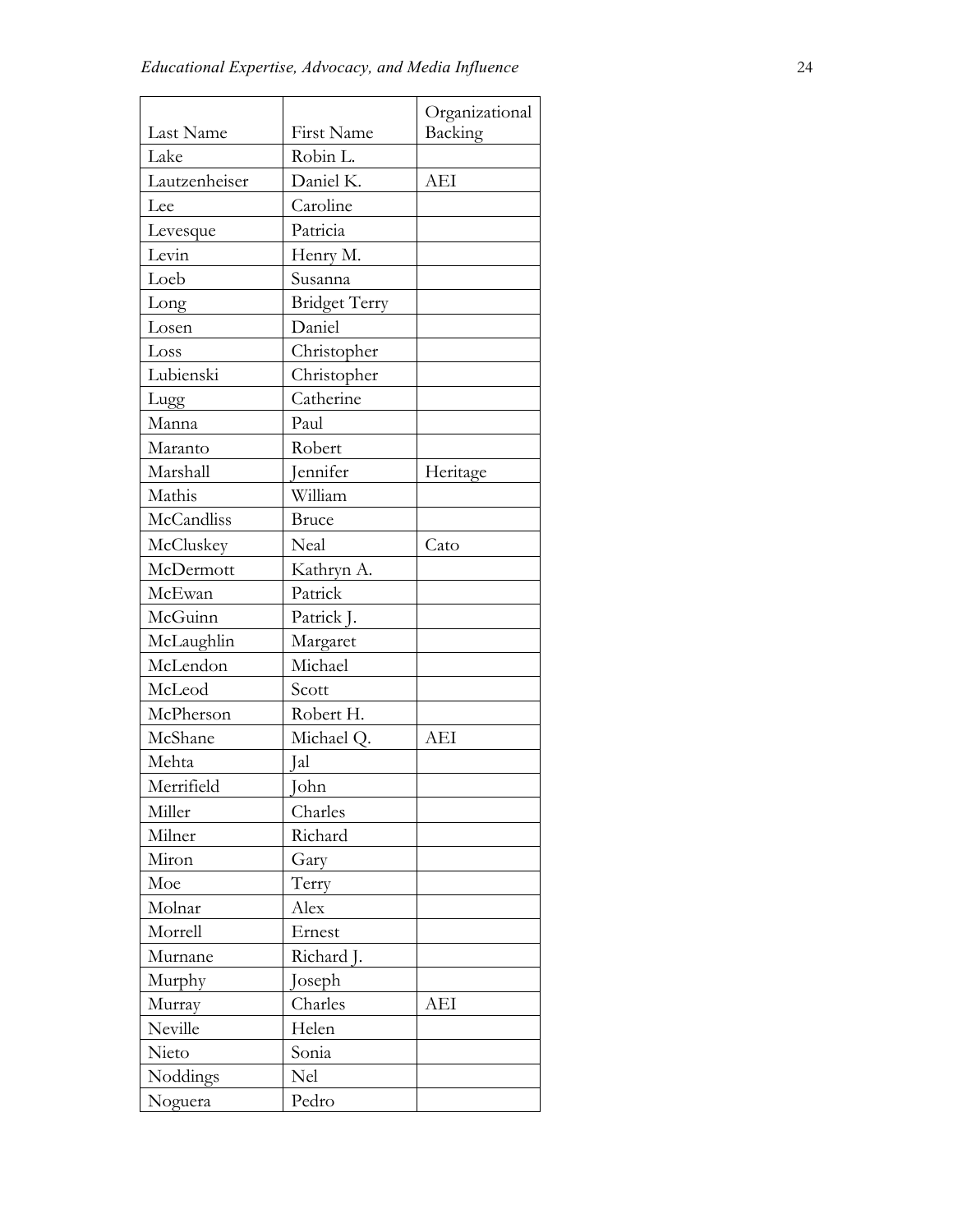| Last Name | First Name | Organizational Backing |
|---|---|---|
| Lake | Robin L. | |
| Lautzenheiser | Daniel K. | AEI |
| Lee | Caroline | |
| Levesque | Patricia | |
| Levin | Henry M. | |
| Loeb | Susanna | |
| Long | Bridget Terry | |
| Losen | Daniel | |
| Loss | Christopher | |
| Lubienski | Christopher | |
| Lugg | Catherine | |
| Manna | Paul | |
| Maranto | Robert | |
| Marshall | Jennifer | Heritage |
| Mathis | William | |
| McCandliss | Bruce | |
| McCluskey | Neal | Cato |
| McDermott | Kathryn A. | |
| McEwan | Patrick | |
| McGuinn | Patrick J. | |
| McLaughlin | Margaret | |
| McLendon | Michael | |
| McLeod | Scott | |
| McPherson | Robert H. | |
| McShane | Michael Q. | AEI |
| Mehta | Jal | |
| Merrifield | John | |
| Miller | Charles | |
| Milner | Richard | |
| Miron | Gary | |
| Moe | Terry | |
| Molnar | Alex | |
| Morrell | Ernest | |
| Murnane | Richard J. | |
| Murphy | Joseph | |
| Murray | Charles | AEI |
| Neville | Helen | |
| Nieto | Sonia | |
| Noddings | Nel | |
| Noguera | Pedro | |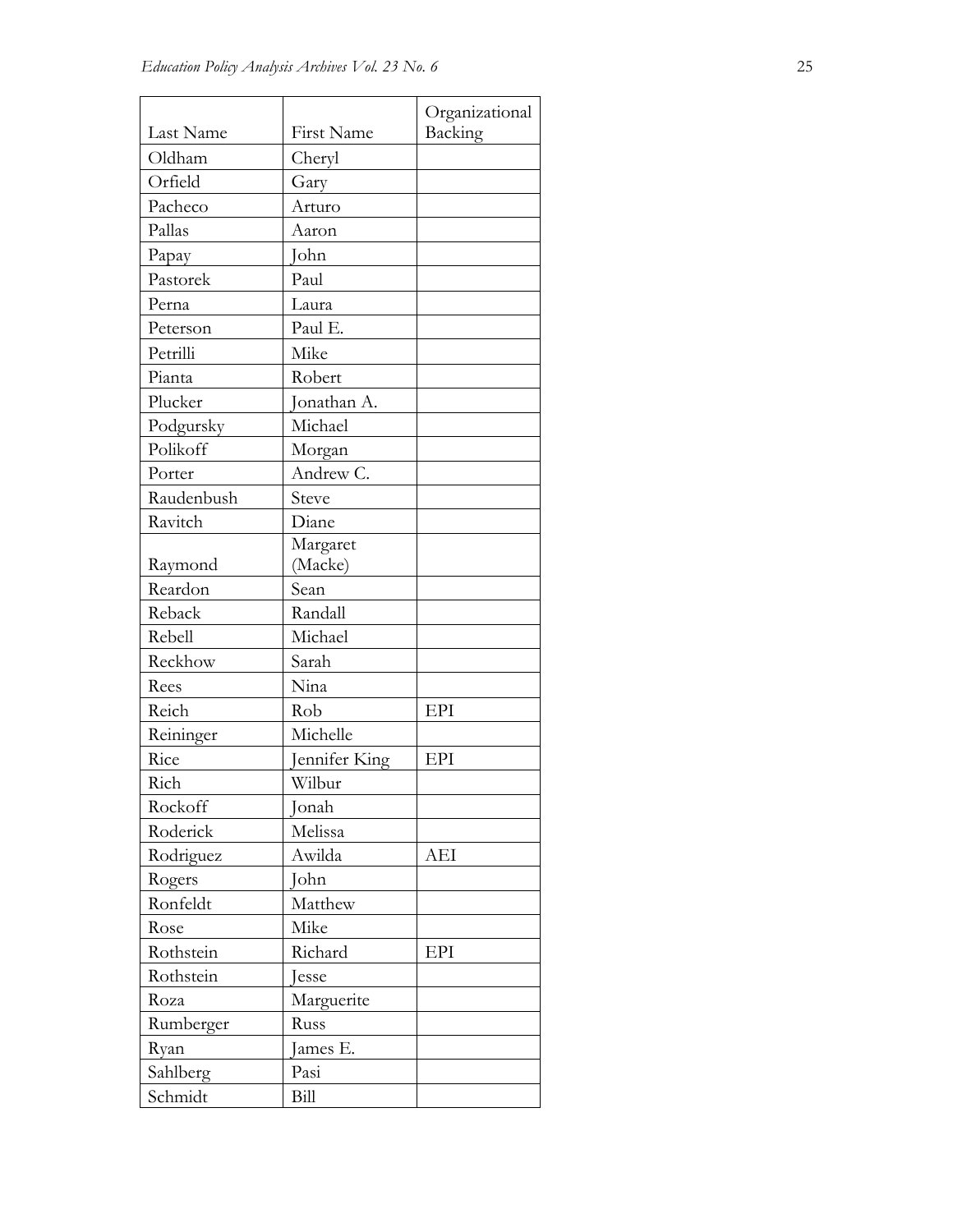| Last Name | First Name | Organizational Backing |
|---|---|---|
| Oldham | Cheryl | |
| Orfield | Gary | |
| Pacheco | Arturo | |
| Pallas | Aaron | |
| Papay | John | |
| Pastorek | Paul | |
| Perna | Laura | |
| Peterson | Paul E. | |
| Petrilli | Mike | |
| Pianta | Robert | |
| Plucker | Jonathan A. | |
| Podgursky | Michael | |
| Polikoff | Morgan | |
| Porter | Andrew C. | |
| Raudenbush | Steve | |
| Ravitch | Diane | |
| Raymond | Margaret (Macke) | |
| Reardon | Sean | |
| Reback | Randall | |
| Rebell | Michael | |
| Reckhow | Sarah | |
| Rees | Nina | |
| Reich | Rob | EPI |
| Reininger | Michelle | |
| Rice | Jennifer King | EPI |
| Rich | Wilbur | |
| Rockoff | Jonah | |
| Roderick | Melissa | |
| Rodriguez | Awilda | AEI |
| Rogers | John | |
| Ronfeldt | Matthew | |
| Rose | Mike | |
| Rothstein | Richard | EPI |
| Rothstein | Jesse | |
| Roza | Marguerite | |
| Rumberger | Russ | |
| Ryan | James E. | |
| Sahlberg | Pasi | |
| Schmidt | Bill | |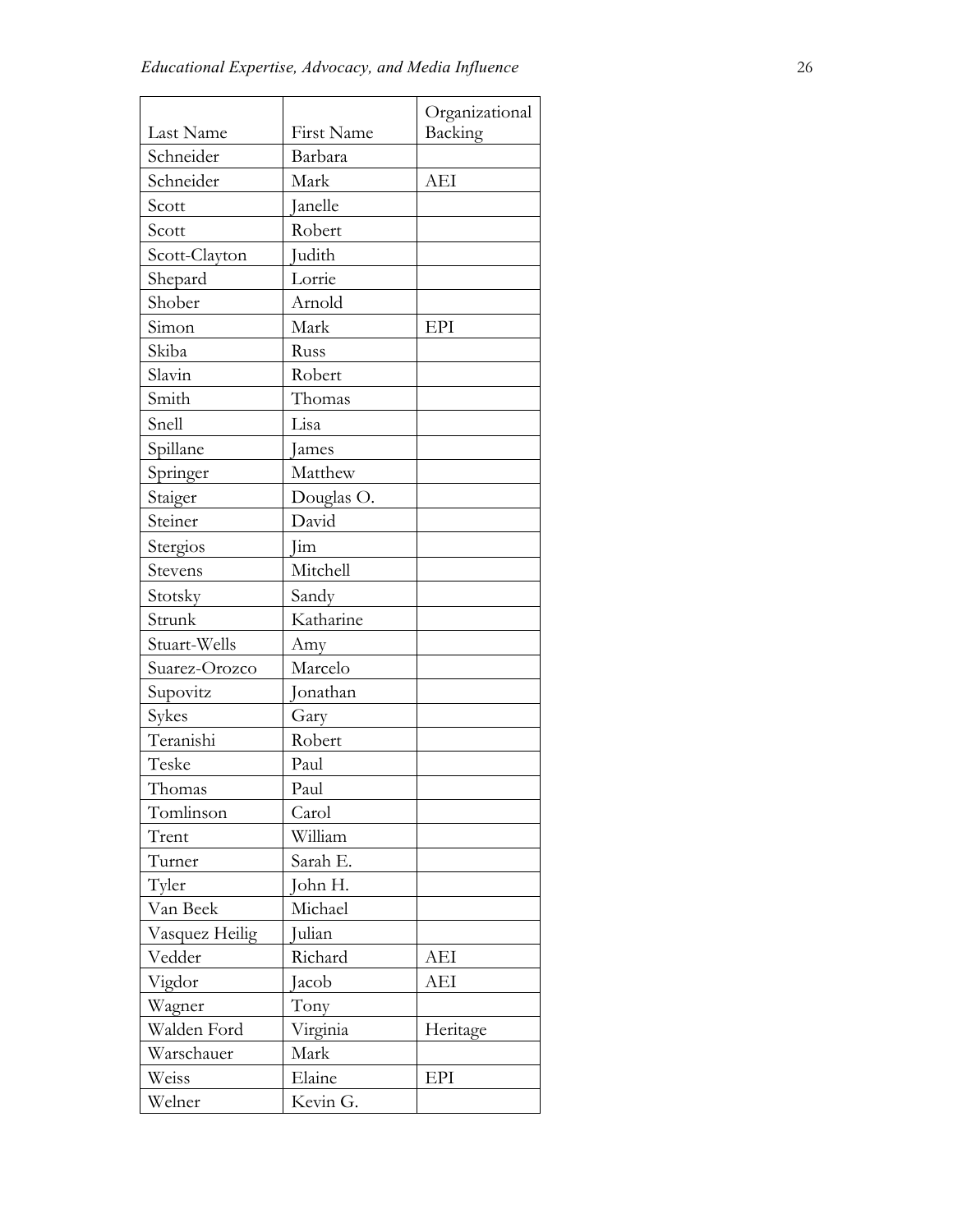| Last Name | First Name | Organizational Backing |
|---|---|---|
| Schneider | Barbara | |
| Schneider | Mark | AEI |
| Scott | Janelle | |
| Scott | Robert | |
| Scott-Clayton | Judith | |
| Shepard | Lorrie | |
| Shober | Arnold | |
| Simon | Mark | EPI |
| Skiba | Russ | |
| Slavin | Robert | |
| Smith | Thomas | |
| Snell | Lisa | |
| Spillane | James | |
| Springer | Matthew | |
| Staiger | Douglas O. | |
| Steiner | David | |
| Stergios | Jim | |
| Stevens | Mitchell | |
| Stotsky | Sandy | |
| Strunk | Katharine | |
| Stuart-Wells | Amy | |
| Suarez-Orozco | Marcelo | |
| Supovitz | Jonathan | |
| Sykes | Gary | |
| Teranishi | Robert | |
| Teske | Paul | |
| Thomas | Paul | |
| Tomlinson | Carol | |
| Trent | William | |
| Turner | Sarah E. | |
| Tyler | John H. | |
| Van Beek | Michael | |
| Vasquez Heilig | Julian | |
| Vedder | Richard | AEI |
| Vigdor | Jacob | AEI |
| Wagner | Tony | |
| Walden Ford | Virginia | Heritage |
| Warschauer | Mark | |
| Weiss | Elaine | EPI |
| Welner | Kevin G. | |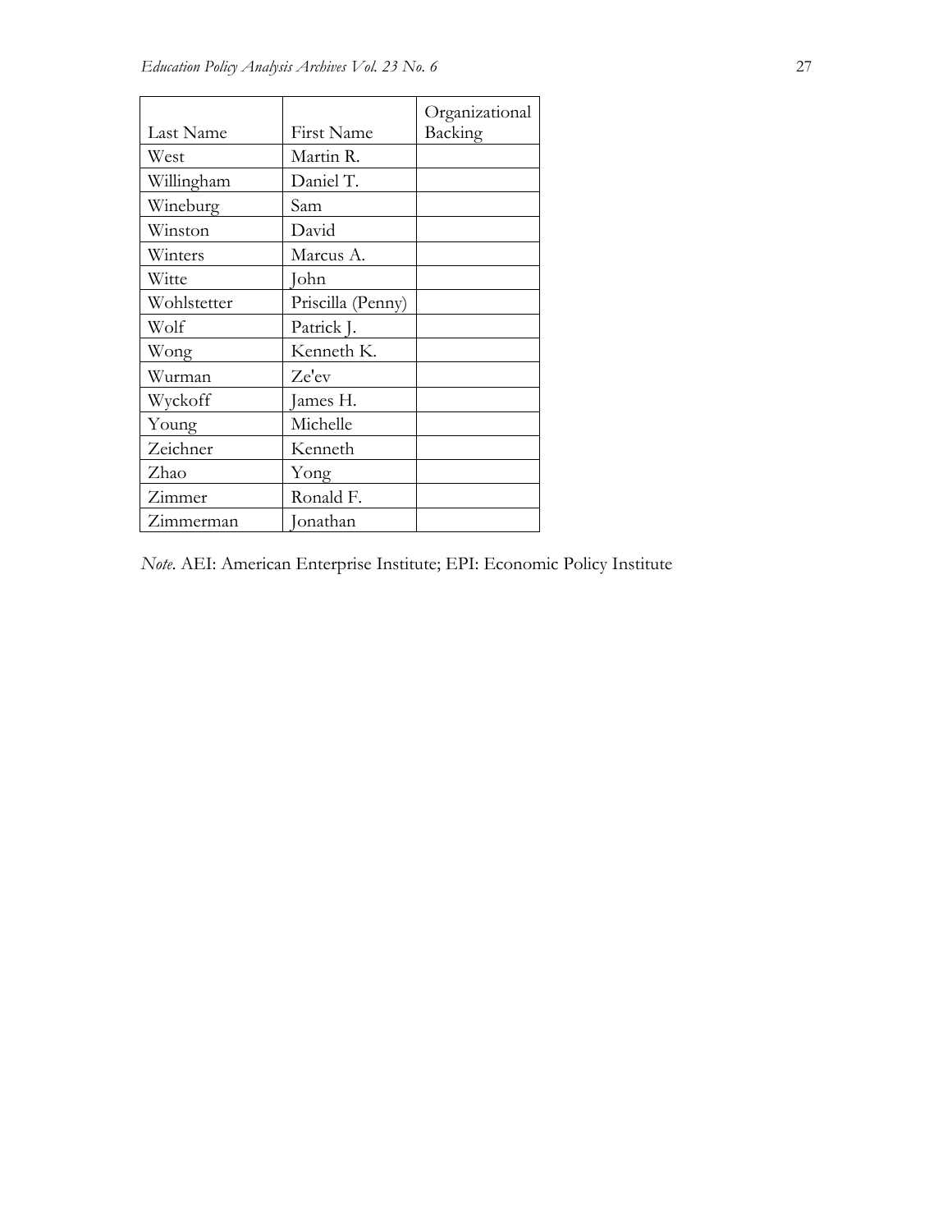| Last Name | First Name | Organizational Backing |
|---|---|---|
| West | Martin R. | |
| Willingham | Daniel T. | |
| Wineburg | Sam | |
| Winston | David | |
| Winters | Marcus A. | |
| Witte | John | |
| Wohlstetter | Priscilla (Penny) | |
| Wolf | Patrick J. | |
| Wong | Kenneth K. | |
| Wurman | Ze'ev | |
| Wyckoff | James H. | |
| Young | Michelle | |
| Zeichner | Kenneth | |
| Zhao | Yong | |
| Zimmer | Ronald F. | |
| Zimmerman | Jonathan | |

*Note.* AEI: American Enterprise Institute; EPI: Economic Policy Institute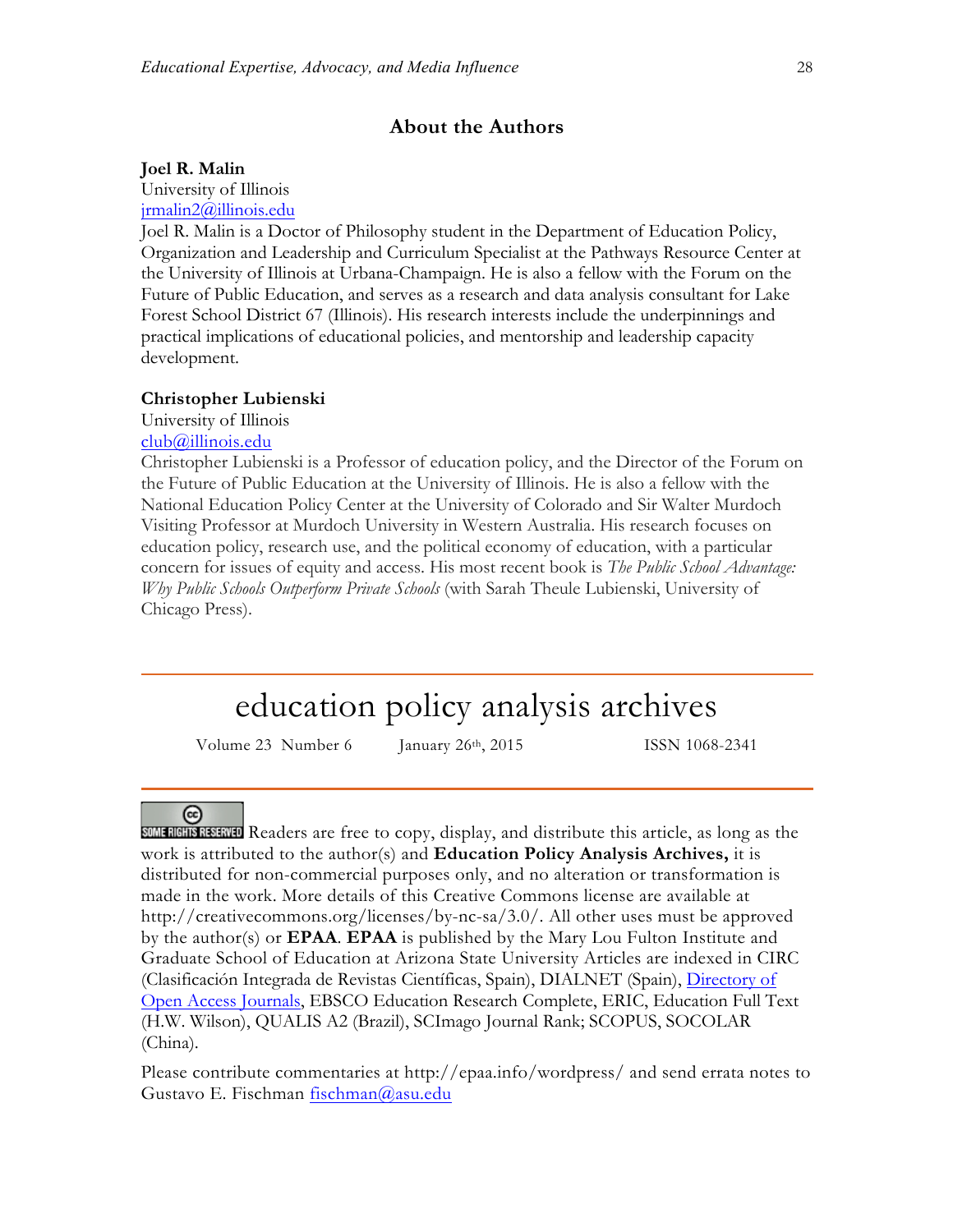## About the Authors

**Joel R. Malin**
University of Illinois
jrmalin2@illinois.edu
Joel R. Malin is a Doctor of Philosophy student in the Department of Education Policy, Organization and Leadership and Curriculum Specialist at the Pathways Resource Center at the University of Illinois at Urbana-Champaign. He is also a fellow with the Forum on the Future of Public Education, and serves as a research and data analysis consultant for Lake Forest School District 67 (Illinois). His research interests include the underpinnings and practical implications of educational policies, and mentorship and leadership capacity development.

**Christopher Lubienski**
University of Illinois
club@illinois.edu
Christopher Lubienski is a Professor of education policy, and the Director of the Forum on the Future of Public Education at the University of Illinois. He is also a fellow with the National Education Policy Center at the University of Colorado and Sir Walter Murdoch Visiting Professor at Murdoch University in Western Australia. His research focuses on education policy, research use, and the political economy of education, with a particular concern for issues of equity and access. His most recent book is *The Public School Advantage: Why Public Schools Outperform Private Schools* (with Sarah Theule Lubienski, University of Chicago Press).

---

# education policy analysis archives

Volume 23 Number 6 January 26th, 2015 ISSN 1068-2341

---

SOME RIGHTS RESERVED Readers are free to copy, display, and distribute this article, as long as the work is attributed to the author(s) and **Education Policy Analysis Archives,** it is distributed for non-commercial purposes only, and no alteration or transformation is made in the work. More details of this Creative Commons license are available at http://creativecommons.org/licenses/by-nc-sa/3.0/. All other uses must be approved by the author(s) or **EPAA**. **EPAA** is published by the Mary Lou Fulton Institute and Graduate School of Education at Arizona State University Articles are indexed in CIRC (Clasificación Integrada de Revistas Científicas, Spain), DIALNET (Spain), Directory of Open Access Journals, EBSCO Education Research Complete, ERIC, Education Full Text (H.W. Wilson), QUALIS A2 (Brazil), SCImago Journal Rank; SCOPUS, SOCOLAR (China).

Please contribute commentaries at http://epaa.info/wordpress/ and send errata notes to Gustavo E. Fischman fischman@asu.edu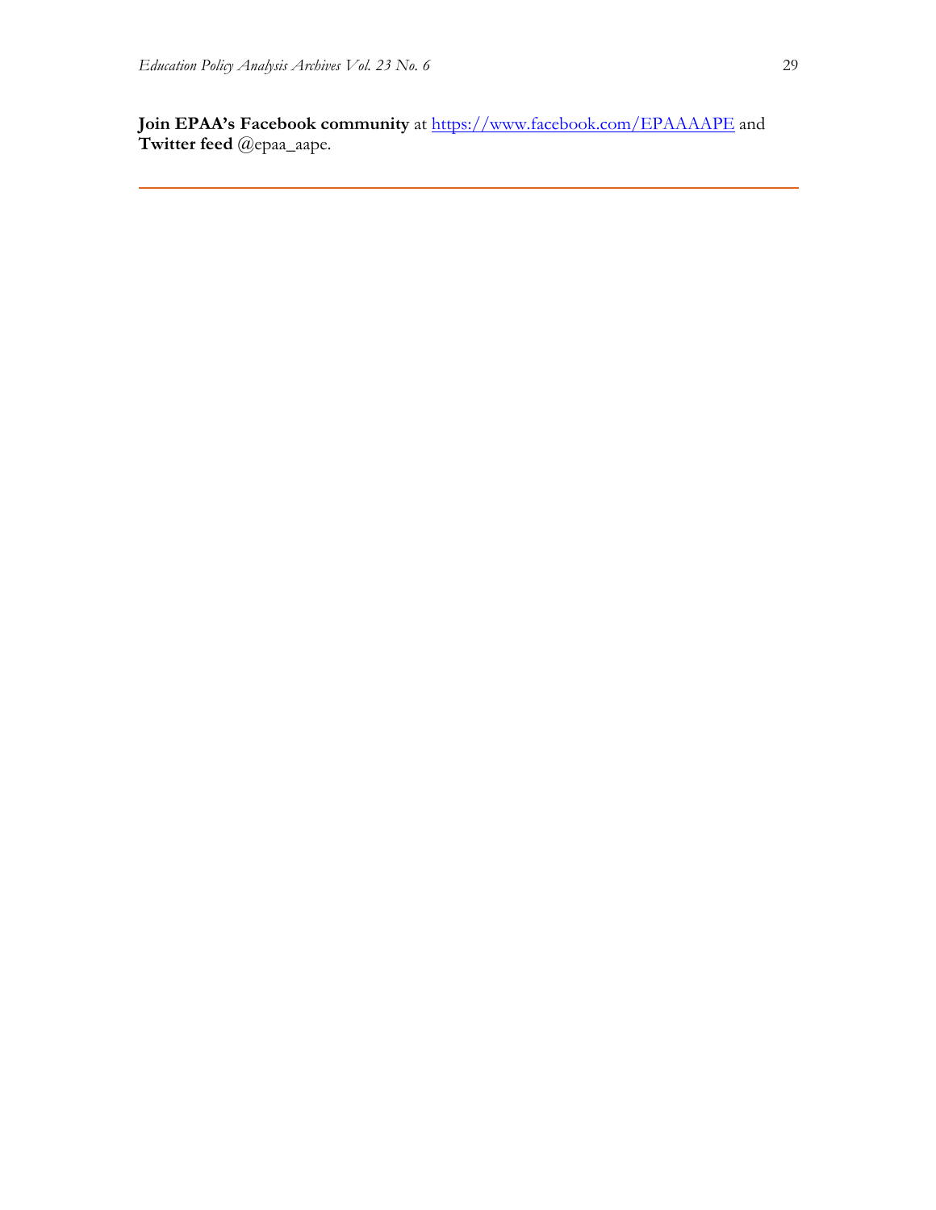**Join EPAA's Facebook community** at https://www.facebook.com/EPAAAAPE and **Twitter feed** @epaa_aape.

---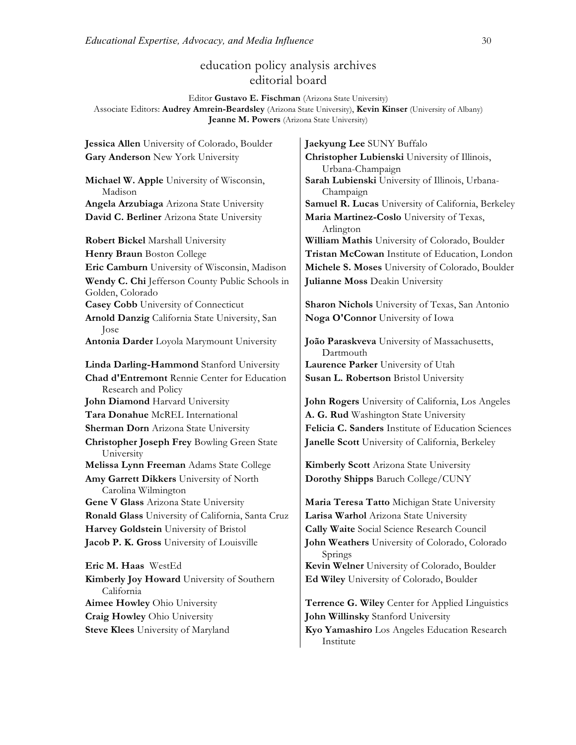# education policy analysis archives
## editorial board

Editor **Gustavo E. Fischman** (Arizona State University)
Associate Editors: **Audrey Amrein-Beardsley** (Arizona State University), **Kevin Kinser** (University of Albany)
**Jeanne M. Powers** (Arizona State University)

**Jessica Allen** University of Colorado, Boulder
**Gary Anderson** New York University
**Michael W. Apple** University of Wisconsin, Madison
**Angela Arzubiaga** Arizona State University
**David C. Berliner** Arizona State University
**Robert Bickel** Marshall University
**Henry Braun** Boston College
**Eric Camburn** University of Wisconsin, Madison
**Wendy C. Chi** Jefferson County Public Schools in Golden, Colorado
**Casey Cobb** University of Connecticut
**Arnold Danzig** California State University, San Jose
**Antonia Darder** Loyola Marymount University
**Linda Darling-Hammond** Stanford University
**Chad d'Entremont** Rennie Center for Education Research and Policy
**John Diamond** Harvard University
**Tara Donahue** McREL International
**Sherman Dorn** Arizona State University
**Christopher Joseph Frey** Bowling Green State University
**Melissa Lynn Freeman** Adams State College
**Amy Garrett Dikkers** University of North Carolina Wilmington
**Gene V Glass** Arizona State University
**Ronald Glass** University of California, Santa Cruz
**Harvey Goldstein** University of Bristol
**Jacob P. K. Gross** University of Louisville
**Eric M. Haas** WestEd
**Kimberly Joy Howard** University of Southern California
**Aimee Howley** Ohio University
**Craig Howley** Ohio University
**Steve Klees** University of Maryland
**Jaekyung Lee** SUNY Buffalo
**Christopher Lubienski** University of Illinois, Urbana-Champaign
**Sarah Lubienski** University of Illinois, Urbana-Champaign
**Samuel R. Lucas** University of California, Berkeley
**Maria Martinez-Coslo** University of Texas, Arlington
**William Mathis** University of Colorado, Boulder
**Tristan McCowan** Institute of Education, London
**Michele S. Moses** University of Colorado, Boulder
**Julianne Moss** Deakin University
**Sharon Nichols** University of Texas, San Antonio
**Noga O'Connor** University of Iowa
**João Paraskveva** University of Massachusetts, Dartmouth
**Laurence Parker** University of Utah
**Susan L. Robertson** Bristol University
**John Rogers** University of California, Los Angeles
**A. G. Rud** Washington State University
**Felicia C. Sanders** Institute of Education Sciences
**Janelle Scott** University of California, Berkeley
**Kimberly Scott** Arizona State University
**Dorothy Shipps** Baruch College/CUNY
**Maria Teresa Tatto** Michigan State University
**Larisa Warhol** Arizona State University
**Cally Waite** Social Science Research Council
**John Weathers** University of Colorado, Colorado Springs
**Kevin Welner** University of Colorado, Boulder
**Ed Wiley** University of Colorado, Boulder
**Terrence G. Wiley** Center for Applied Linguistics
**John Willinsky** Stanford University
**Kyo Yamashiro** Los Angeles Education Research Institute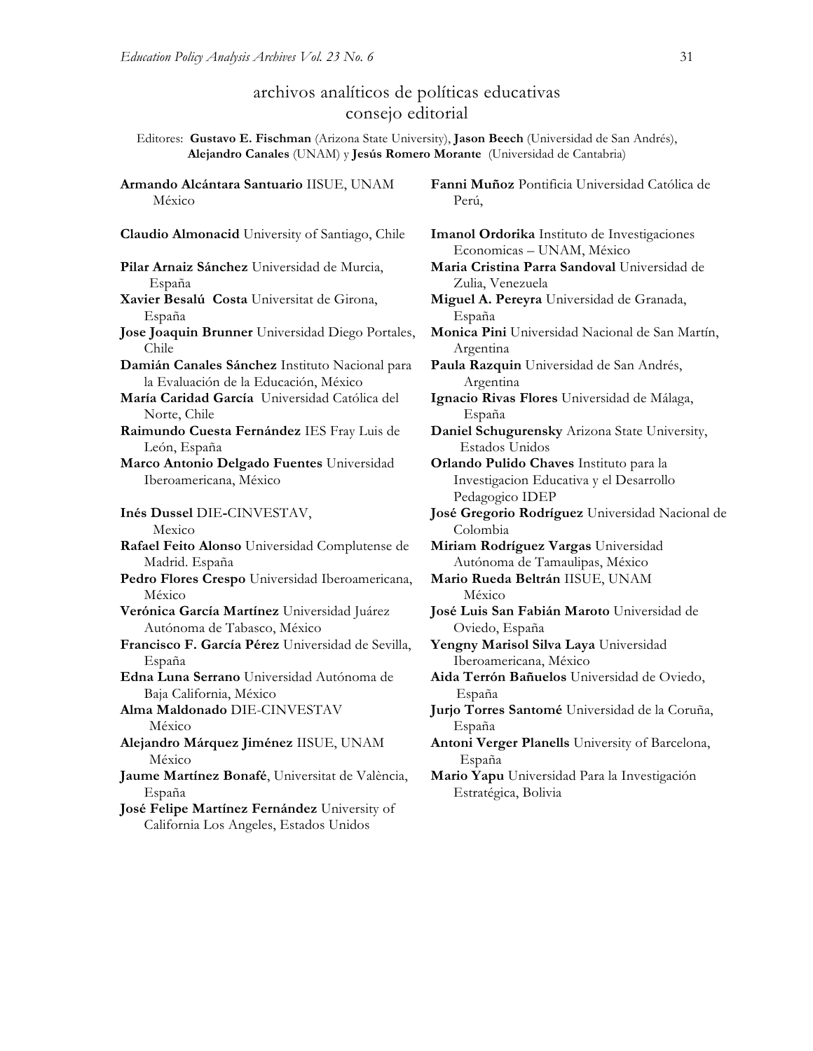## archivos analíticos de políticas educativas
## consejo editorial

Editores: **Gustavo E. Fischman** (Arizona State University), **Jason Beech** (Universidad de San Andrés), **Alejandro Canales** (UNAM) y **Jesús Romero Morante** (Universidad de Cantabria)

**Armando Alcántara Santuario** IISUE, UNAM México

**Claudio Almonacid** University of Santiago, Chile

**Pilar Arnaiz Sánchez** Universidad de Murcia, España

**Xavier Besalú Costa** Universitat de Girona, España

**Jose Joaquin Brunner** Universidad Diego Portales, Chile

**Damián Canales Sánchez** Instituto Nacional para la Evaluación de la Educación, México

**María Caridad García** Universidad Católica del Norte, Chile

**Raimundo Cuesta Fernández** IES Fray Luis de León, España

**Marco Antonio Delgado Fuentes** Universidad Iberoamericana, México

**Inés Dussel** DIE-CINVESTAV, Mexico

**Rafael Feito Alonso** Universidad Complutense de Madrid. España

**Pedro Flores Crespo** Universidad Iberoamericana, México

**Verónica García Martínez** Universidad Juárez Autónoma de Tabasco, México

**Francisco F. García Pérez** Universidad de Sevilla, España

**Edna Luna Serrano** Universidad Autónoma de Baja California, México

**Alma Maldonado** DIE-CINVESTAV México

**Alejandro Márquez Jiménez** IISUE, UNAM México

**Jaume Martínez Bonafé**, Universitat de València, España

**José Felipe Martínez Fernández** University of California Los Angeles, Estados Unidos

**Fanni Muñoz** Pontificia Universidad Católica de Perú,

**Imanol Ordorika** Instituto de Investigaciones Economicas – UNAM, México

**Maria Cristina Parra Sandoval** Universidad de Zulia, Venezuela

**Miguel A. Pereyra** Universidad de Granada, España

**Monica Pini** Universidad Nacional de San Martín, Argentina

**Paula Razquin** Universidad de San Andrés, Argentina

**Ignacio Rivas Flores** Universidad de Málaga, España

**Daniel Schugurensky** Arizona State University, Estados Unidos

**Orlando Pulido Chaves** Instituto para la Investigacion Educativa y el Desarrollo Pedagogico IDEP

**José Gregorio Rodríguez** Universidad Nacional de Colombia

**Miriam Rodríguez Vargas** Universidad Autónoma de Tamaulipas, México

**Mario Rueda Beltrán** IISUE, UNAM México

**José Luis San Fabián Maroto** Universidad de Oviedo, España

**Yengny Marisol Silva Laya** Universidad Iberoamericana, México

**Aida Terrón Bañuelos** Universidad de Oviedo, España

**Jurjo Torres Santomé** Universidad de la Coruña, España

**Antoni Verger Planells** University of Barcelona, España

**Mario Yapu** Universidad Para la Investigación Estratégica, Bolivia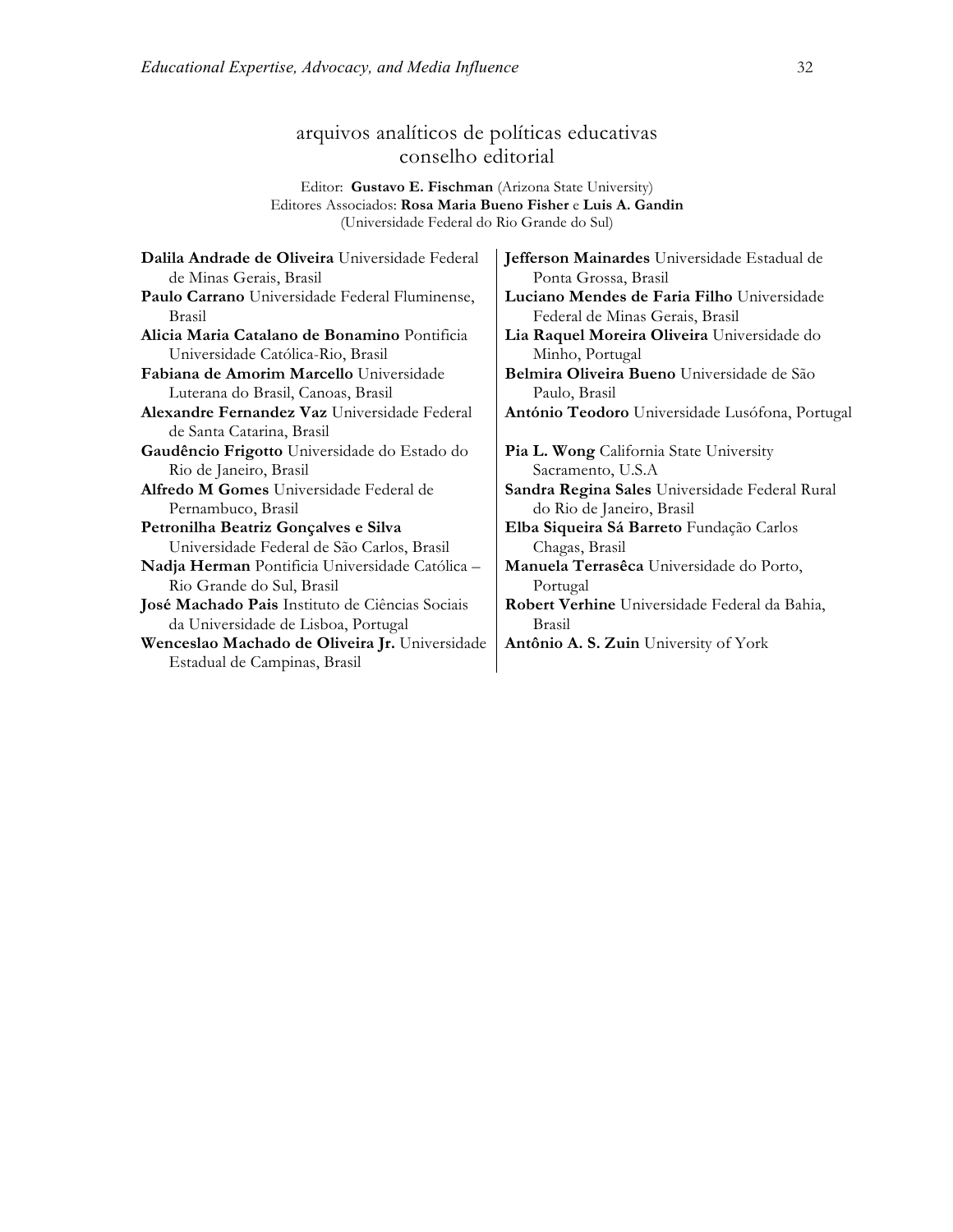## arquivos analíticos de políticas educativas conselho editorial

Editor: **Gustavo E. Fischman** (Arizona State University)
Editores Associados: **Rosa Maria Bueno Fisher** e **Luis A. Gandin** (Universidade Federal do Rio Grande do Sul)

**Dalila Andrade de Oliveira** Universidade Federal de Minas Gerais, Brasil

**Paulo Carrano** Universidade Federal Fluminense, Brasil

**Alicia Maria Catalano de Bonamino** Pontificia Universidade Católica-Rio, Brasil

**Fabiana de Amorim Marcello** Universidade Luterana do Brasil, Canoas, Brasil

**Alexandre Fernandez Vaz** Universidade Federal de Santa Catarina, Brasil

**Gaudêncio Frigotto** Universidade do Estado do Rio de Janeiro, Brasil

**Alfredo M Gomes** Universidade Federal de Pernambuco, Brasil

**Petronilha Beatriz Gonçalves e Silva** Universidade Federal de São Carlos, Brasil

**Nadja Herman** Pontificia Universidade Católica – Rio Grande do Sul, Brasil

**José Machado Pais** Instituto de Ciências Sociais da Universidade de Lisboa, Portugal

**Wenceslao Machado de Oliveira Jr.** Universidade Estadual de Campinas, Brasil

**Jefferson Mainardes** Universidade Estadual de Ponta Grossa, Brasil

**Luciano Mendes de Faria Filho** Universidade Federal de Minas Gerais, Brasil

**Lia Raquel Moreira Oliveira** Universidade do Minho, Portugal

**Belmira Oliveira Bueno** Universidade de São Paulo, Brasil

**António Teodoro** Universidade Lusófona, Portugal

**Pia L. Wong** California State University Sacramento, U.S.A

**Sandra Regina Sales** Universidade Federal Rural do Rio de Janeiro, Brasil

**Elba Siqueira Sá Barreto** Fundação Carlos Chagas, Brasil

**Manuela Terrasêca** Universidade do Porto, Portugal

**Robert Verhine** Universidade Federal da Bahia, Brasil

**Antônio A. S. Zuin** University of York